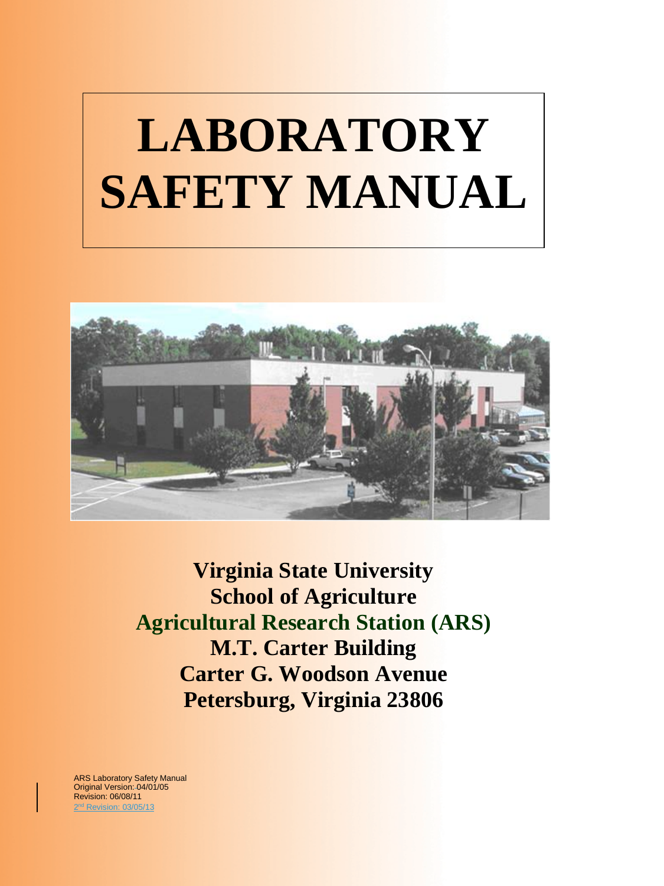# LABORATORY SAFETY MANUAL

**Virginia State University**
**School of Agriculture**
**Agricultural Research Station (ARS)**
**M.T. Carter Building**
**Carter G. Woodson Avenue**
**Petersburg, Virginia 23806**

ARS Laboratory Safety Manual
Original Version: 04/01/05
Revision: 06/08/11
2nd Revision: 03/05/13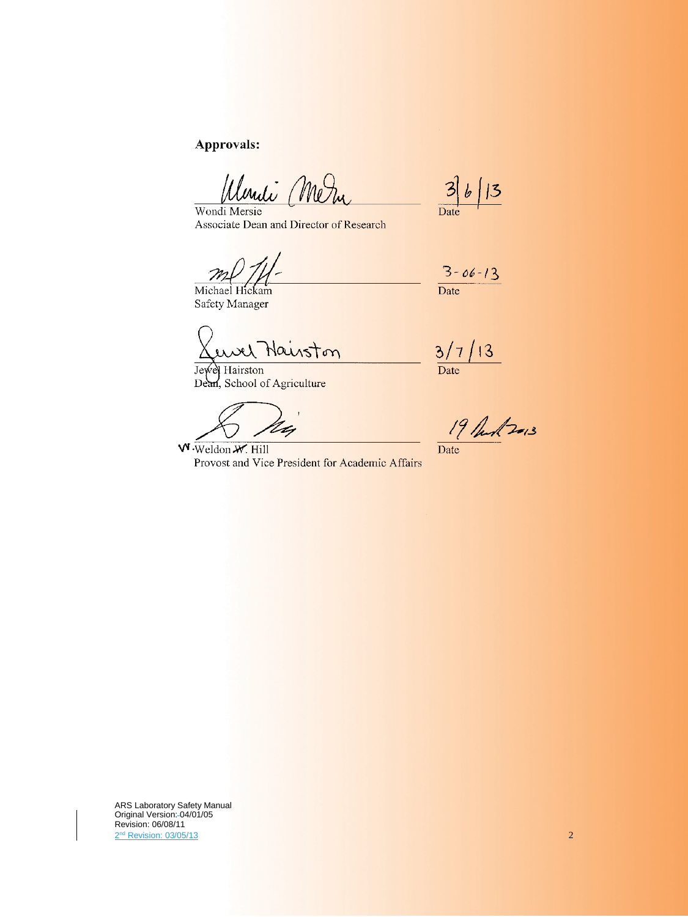**Approvals:**

| | |
|---|---|
| Wondi Mersie<br>Associate Dean and Director of Research | 3/6/13<br>Date |
| Michael Hickam<br>Safety Manager | 3-06-13<br>Date |
| Jewel Hairston<br>Dean, School of Agriculture | 3/7/13<br>Date |
| W. Weldon ~~W.~~ Hill<br>Provost and Vice President for Academic Affairs | 19 March 2013<br>Date |

ARS Laboratory Safety Manual
Original Version: 04/01/05
Revision: 06/08/11
2nd Revision: 03/05/13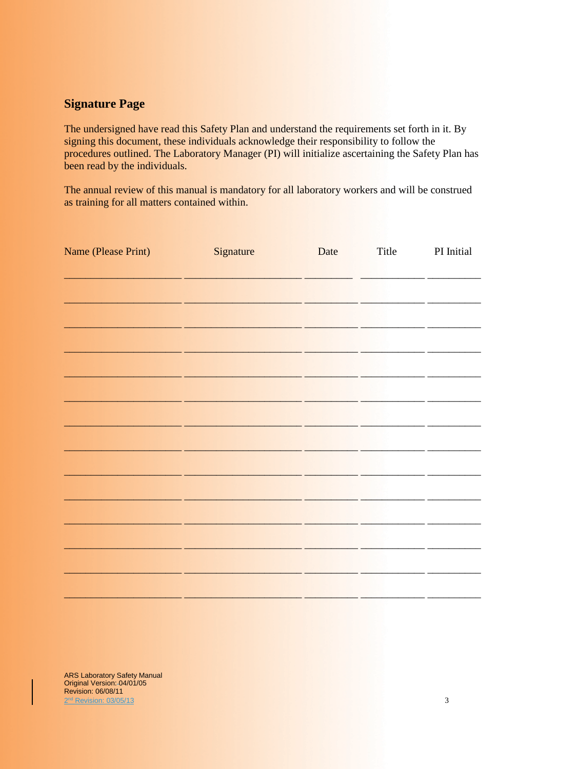## Signature Page

The undersigned have read this Safety Plan and understand the requirements set forth in it. By signing this document, these individuals acknowledge their responsibility to follow the procedures outlined. The Laboratory Manager (PI) will initialize ascertaining the Safety Plan has been read by the individuals.

The annual review of this manual is mandatory for all laboratory workers and will be construed as training for all matters contained within.

| Name (Please Print) | Signature | Date | Title | PI Initial |
|---|---|---|---|---|
| | | | | |
| | | | | |
| | | | | |
| | | | | |
| | | | | |
| | | | | |
| | | | | |
| | | | | |
| | | | | |
| | | | | |
| | | | | |
| | | | | |
| | | | | |
| | | | | |

ARS Laboratory Safety Manual
Original Version: 04/01/05
Revision: 06/08/11
2nd Revision: 03/05/13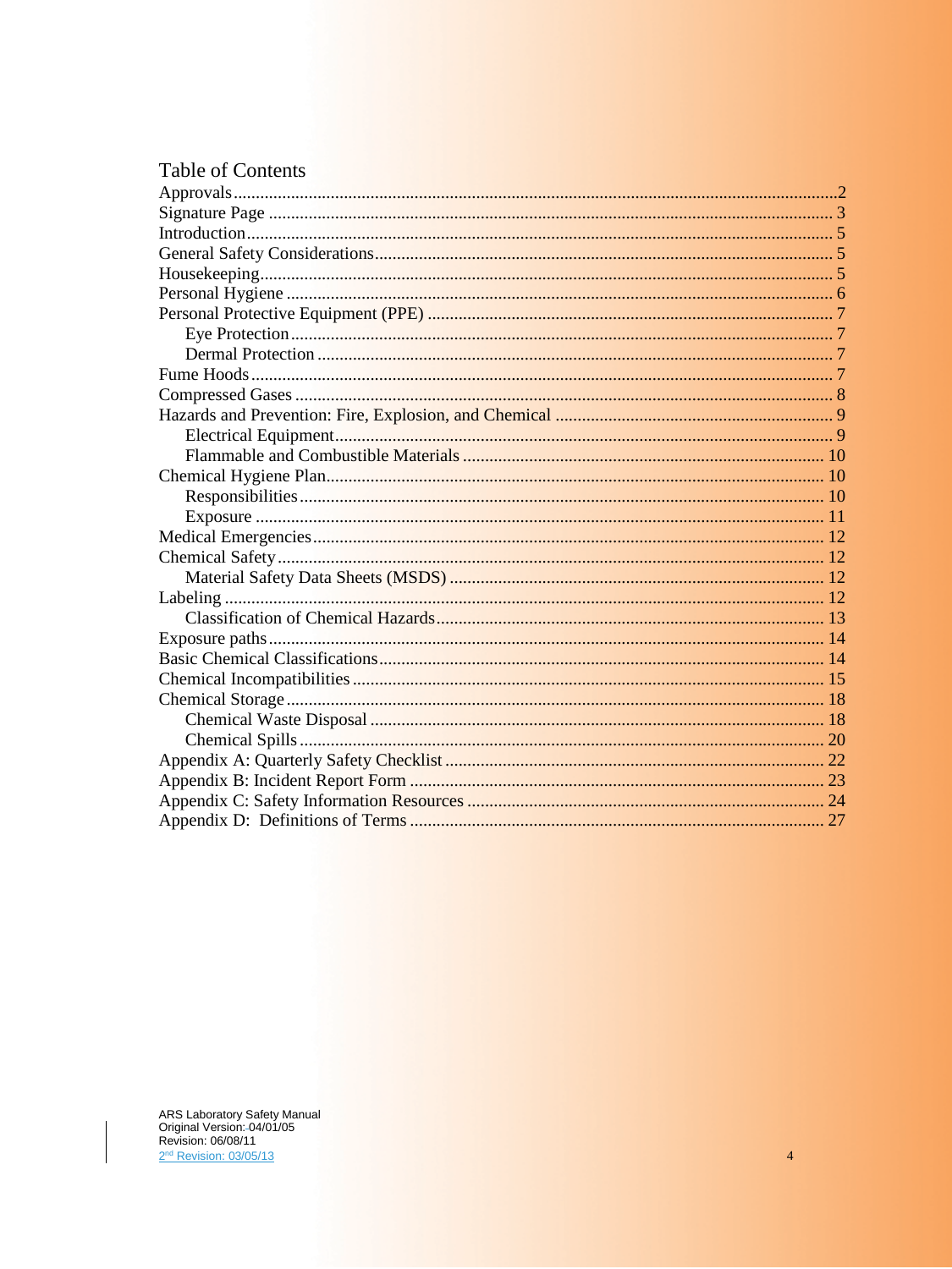# Table of Contents

Approvals ....... 2
Signature Page ....... 3
Introduction ....... 5
General Safety Considerations ....... 5
Housekeeping ....... 5
Personal Hygiene ....... 6
Personal Protective Equipment (PPE) ....... 7
- Eye Protection ....... 7
- Dermal Protection ....... 7

Fume Hoods ....... 7
Compressed Gases ....... 8
Hazards and Prevention: Fire, Explosion, and Chemical ....... 9
- Electrical Equipment ....... 9
- Flammable and Combustible Materials ....... 10

Chemical Hygiene Plan ....... 10
- Responsibilities ....... 10
- Exposure ....... 11

Medical Emergencies ....... 12
Chemical Safety ....... 12
- Material Safety Data Sheets (MSDS) ....... 12

Labeling ....... 12
- Classification of Chemical Hazards ....... 13

Exposure paths ....... 14
Basic Chemical Classifications ....... 14
Chemical Incompatibilities ....... 15
Chemical Storage ....... 18
- Chemical Waste Disposal ....... 18
- Chemical Spills ....... 20

Appendix A: Quarterly Safety Checklist ....... 22
Appendix B: Incident Report Form ....... 23
Appendix C: Safety Information Resources ....... 24
Appendix D: Definitions of Terms ....... 27

ARS Laboratory Safety Manual
Original Version: 04/01/05
Revision: 06/08/11
2nd Revision: 03/05/13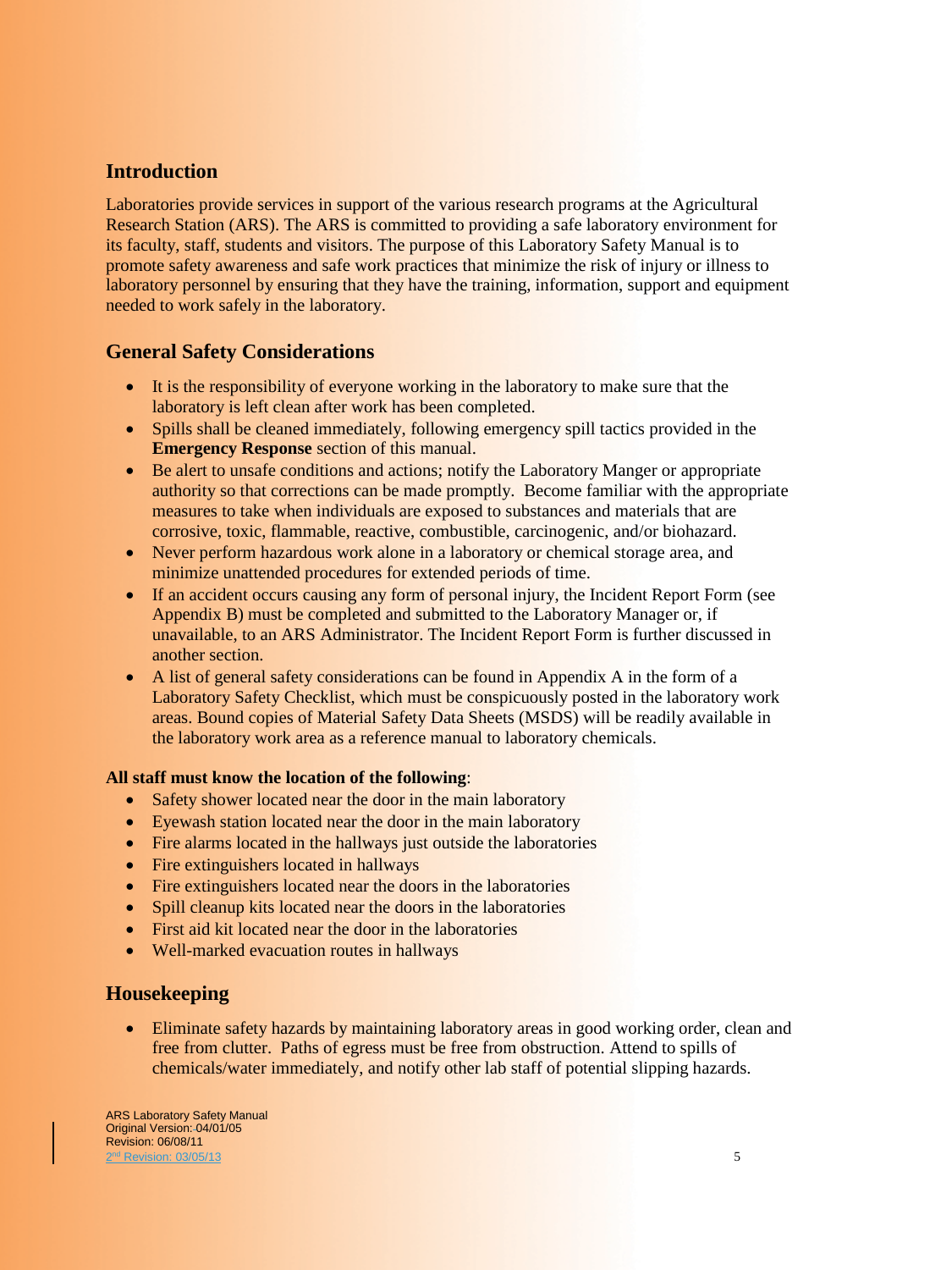## Introduction

Laboratories provide services in support of the various research programs at the Agricultural Research Station (ARS). The ARS is committed to providing a safe laboratory environment for its faculty, staff, students and visitors. The purpose of this Laboratory Safety Manual is to promote safety awareness and safe work practices that minimize the risk of injury or illness to laboratory personnel by ensuring that they have the training, information, support and equipment needed to work safely in the laboratory.

## General Safety Considerations

- It is the responsibility of everyone working in the laboratory to make sure that the laboratory is left clean after work has been completed.
- Spills shall be cleaned immediately, following emergency spill tactics provided in the **Emergency Response** section of this manual.
- Be alert to unsafe conditions and actions; notify the Laboratory Manger or appropriate authority so that corrections can be made promptly. Become familiar with the appropriate measures to take when individuals are exposed to substances and materials that are corrosive, toxic, flammable, reactive, combustible, carcinogenic, and/or biohazard.
- Never perform hazardous work alone in a laboratory or chemical storage area, and minimize unattended procedures for extended periods of time.
- If an accident occurs causing any form of personal injury, the Incident Report Form (see Appendix B) must be completed and submitted to the Laboratory Manager or, if unavailable, to an ARS Administrator. The Incident Report Form is further discussed in another section.
- A list of general safety considerations can be found in Appendix A in the form of a Laboratory Safety Checklist, which must be conspicuously posted in the laboratory work areas. Bound copies of Material Safety Data Sheets (MSDS) will be readily available in the laboratory work area as a reference manual to laboratory chemicals.

**All staff must know the location of the following**:

- Safety shower located near the door in the main laboratory
- Eyewash station located near the door in the main laboratory
- Fire alarms located in the hallways just outside the laboratories
- Fire extinguishers located in hallways
- Fire extinguishers located near the doors in the laboratories
- Spill cleanup kits located near the doors in the laboratories
- First aid kit located near the door in the laboratories
- Well-marked evacuation routes in hallways

## Housekeeping

- Eliminate safety hazards by maintaining laboratory areas in good working order, clean and free from clutter. Paths of egress must be free from obstruction. Attend to spills of chemicals/water immediately, and notify other lab staff of potential slipping hazards.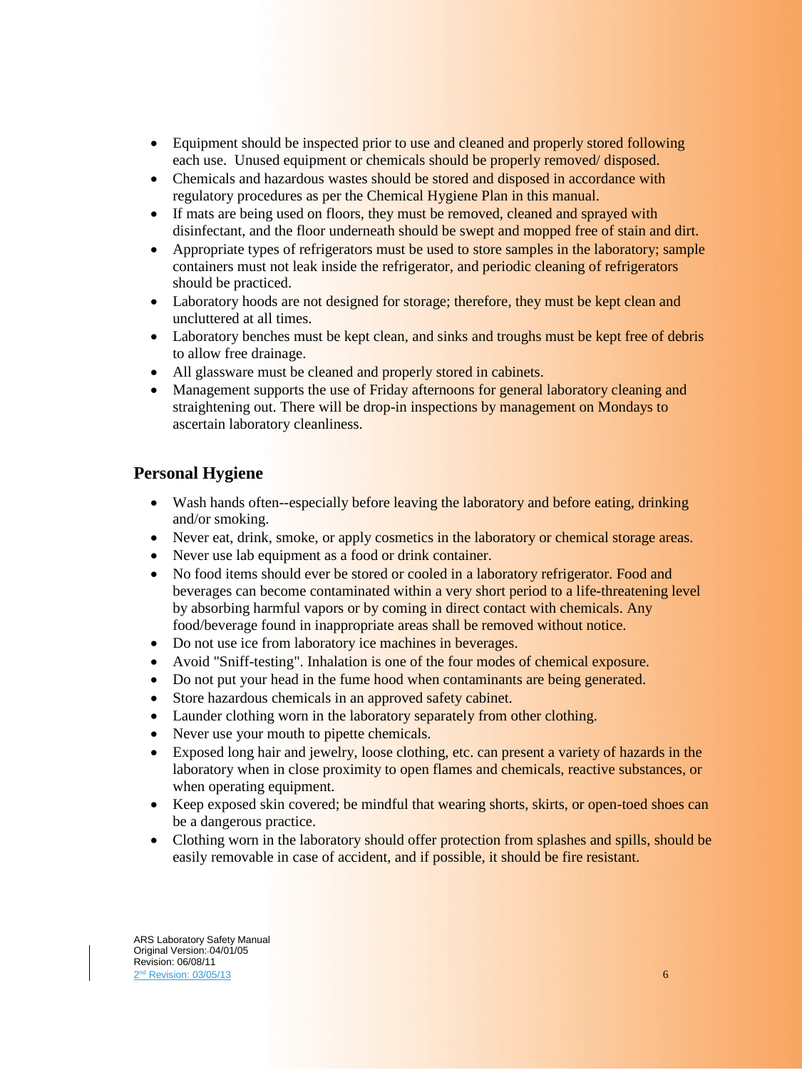- Equipment should be inspected prior to use and cleaned and properly stored following each use. Unused equipment or chemicals should be properly removed/ disposed.
- Chemicals and hazardous wastes should be stored and disposed in accordance with regulatory procedures as per the Chemical Hygiene Plan in this manual.
- If mats are being used on floors, they must be removed, cleaned and sprayed with disinfectant, and the floor underneath should be swept and mopped free of stain and dirt.
- Appropriate types of refrigerators must be used to store samples in the laboratory; sample containers must not leak inside the refrigerator, and periodic cleaning of refrigerators should be practiced.
- Laboratory hoods are not designed for storage; therefore, they must be kept clean and uncluttered at all times.
- Laboratory benches must be kept clean, and sinks and troughs must be kept free of debris to allow free drainage.
- All glassware must be cleaned and properly stored in cabinets.
- Management supports the use of Friday afternoons for general laboratory cleaning and straightening out. There will be drop-in inspections by management on Mondays to ascertain laboratory cleanliness.

## Personal Hygiene

- Wash hands often--especially before leaving the laboratory and before eating, drinking and/or smoking.
- Never eat, drink, smoke, or apply cosmetics in the laboratory or chemical storage areas.
- Never use lab equipment as a food or drink container.
- No food items should ever be stored or cooled in a laboratory refrigerator. Food and beverages can become contaminated within a very short period to a life-threatening level by absorbing harmful vapors or by coming in direct contact with chemicals. Any food/beverage found in inappropriate areas shall be removed without notice.
- Do not use ice from laboratory ice machines in beverages.
- Avoid "Sniff-testing". Inhalation is one of the four modes of chemical exposure.
- Do not put your head in the fume hood when contaminants are being generated.
- Store hazardous chemicals in an approved safety cabinet.
- Launder clothing worn in the laboratory separately from other clothing.
- Never use your mouth to pipette chemicals.
- Exposed long hair and jewelry, loose clothing, etc. can present a variety of hazards in the laboratory when in close proximity to open flames and chemicals, reactive substances, or when operating equipment.
- Keep exposed skin covered; be mindful that wearing shorts, skirts, or open-toed shoes can be a dangerous practice.
- Clothing worn in the laboratory should offer protection from splashes and spills, should be easily removable in case of accident, and if possible, it should be fire resistant.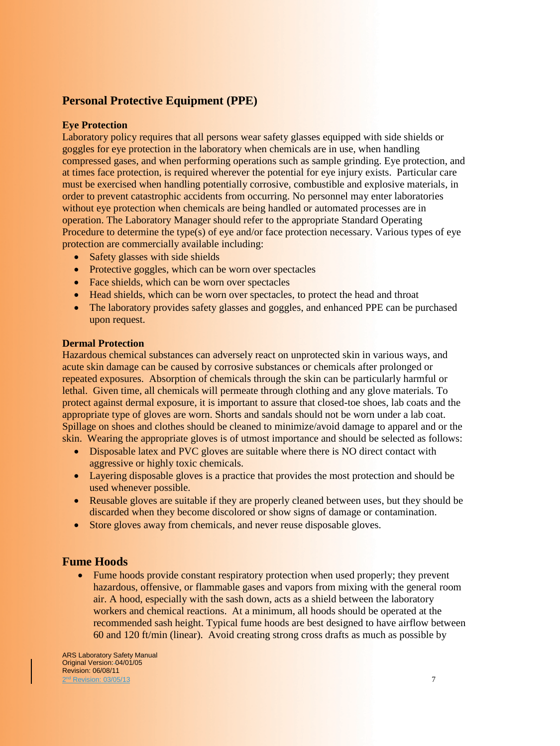## Personal Protective Equipment (PPE)

### Eye Protection

Laboratory policy requires that all persons wear safety glasses equipped with side shields or goggles for eye protection in the laboratory when chemicals are in use, when handling compressed gases, and when performing operations such as sample grinding. Eye protection, and at times face protection, is required wherever the potential for eye injury exists. Particular care must be exercised when handling potentially corrosive, combustible and explosive materials, in order to prevent catastrophic accidents from occurring. No personnel may enter laboratories without eye protection when chemicals are being handled or automated processes are in operation. The Laboratory Manager should refer to the appropriate Standard Operating Procedure to determine the type(s) of eye and/or face protection necessary. Various types of eye protection are commercially available including:

- Safety glasses with side shields
- Protective goggles, which can be worn over spectacles
- Face shields, which can be worn over spectacles
- Head shields, which can be worn over spectacles, to protect the head and throat
- The laboratory provides safety glasses and goggles, and enhanced PPE can be purchased upon request.

### Dermal Protection

Hazardous chemical substances can adversely react on unprotected skin in various ways, and acute skin damage can be caused by corrosive substances or chemicals after prolonged or repeated exposures. Absorption of chemicals through the skin can be particularly harmful or lethal. Given time, all chemicals will permeate through clothing and any glove materials. To protect against dermal exposure, it is important to assure that closed-toe shoes, lab coats and the appropriate type of gloves are worn. Shorts and sandals should not be worn under a lab coat. Spillage on shoes and clothes should be cleaned to minimize/avoid damage to apparel and or the skin. Wearing the appropriate gloves is of utmost importance and should be selected as follows:

- Disposable latex and PVC gloves are suitable where there is NO direct contact with aggressive or highly toxic chemicals.
- Layering disposable gloves is a practice that provides the most protection and should be used whenever possible.
- Reusable gloves are suitable if they are properly cleaned between uses, but they should be discarded when they become discolored or show signs of damage or contamination.
- Store gloves away from chemicals, and never reuse disposable gloves.

## Fume Hoods

- Fume hoods provide constant respiratory protection when used properly; they prevent hazardous, offensive, or flammable gases and vapors from mixing with the general room air. A hood, especially with the sash down, acts as a shield between the laboratory workers and chemical reactions. At a minimum, all hoods should be operated at the recommended sash height. Typical fume hoods are best designed to have airflow between 60 and 120 ft/min (linear). Avoid creating strong cross drafts as much as possible by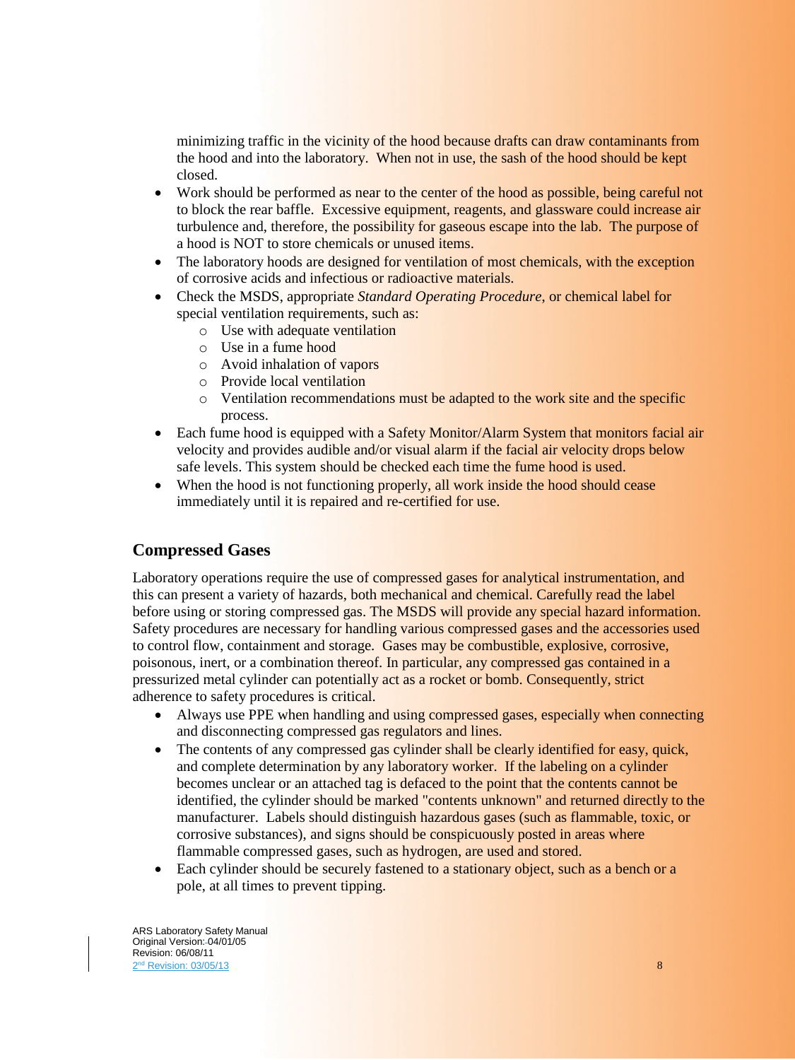minimizing traffic in the vicinity of the hood because drafts can draw contaminants from the hood and into the laboratory. When not in use, the sash of the hood should be kept closed.

- Work should be performed as near to the center of the hood as possible, being careful not to block the rear baffle. Excessive equipment, reagents, and glassware could increase air turbulence and, therefore, the possibility for gaseous escape into the lab. The purpose of a hood is NOT to store chemicals or unused items.
- The laboratory hoods are designed for ventilation of most chemicals, with the exception of corrosive acids and infectious or radioactive materials.
- Check the MSDS, appropriate *Standard Operating Procedure*, or chemical label for special ventilation requirements, such as:
  - Use with adequate ventilation
  - Use in a fume hood
  - Avoid inhalation of vapors
  - Provide local ventilation
  - Ventilation recommendations must be adapted to the work site and the specific process.
- Each fume hood is equipped with a Safety Monitor/Alarm System that monitors facial air velocity and provides audible and/or visual alarm if the facial air velocity drops below safe levels. This system should be checked each time the fume hood is used.
- When the hood is not functioning properly, all work inside the hood should cease immediately until it is repaired and re-certified for use.

## Compressed Gases

Laboratory operations require the use of compressed gases for analytical instrumentation, and this can present a variety of hazards, both mechanical and chemical. Carefully read the label before using or storing compressed gas. The MSDS will provide any special hazard information. Safety procedures are necessary for handling various compressed gases and the accessories used to control flow, containment and storage. Gases may be combustible, explosive, corrosive, poisonous, inert, or a combination thereof. In particular, any compressed gas contained in a pressurized metal cylinder can potentially act as a rocket or bomb. Consequently, strict adherence to safety procedures is critical.

- Always use PPE when handling and using compressed gases, especially when connecting and disconnecting compressed gas regulators and lines.
- The contents of any compressed gas cylinder shall be clearly identified for easy, quick, and complete determination by any laboratory worker. If the labeling on a cylinder becomes unclear or an attached tag is defaced to the point that the contents cannot be identified, the cylinder should be marked "contents unknown" and returned directly to the manufacturer. Labels should distinguish hazardous gases (such as flammable, toxic, or corrosive substances), and signs should be conspicuously posted in areas where flammable compressed gases, such as hydrogen, are used and stored.
- Each cylinder should be securely fastened to a stationary object, such as a bench or a pole, at all times to prevent tipping.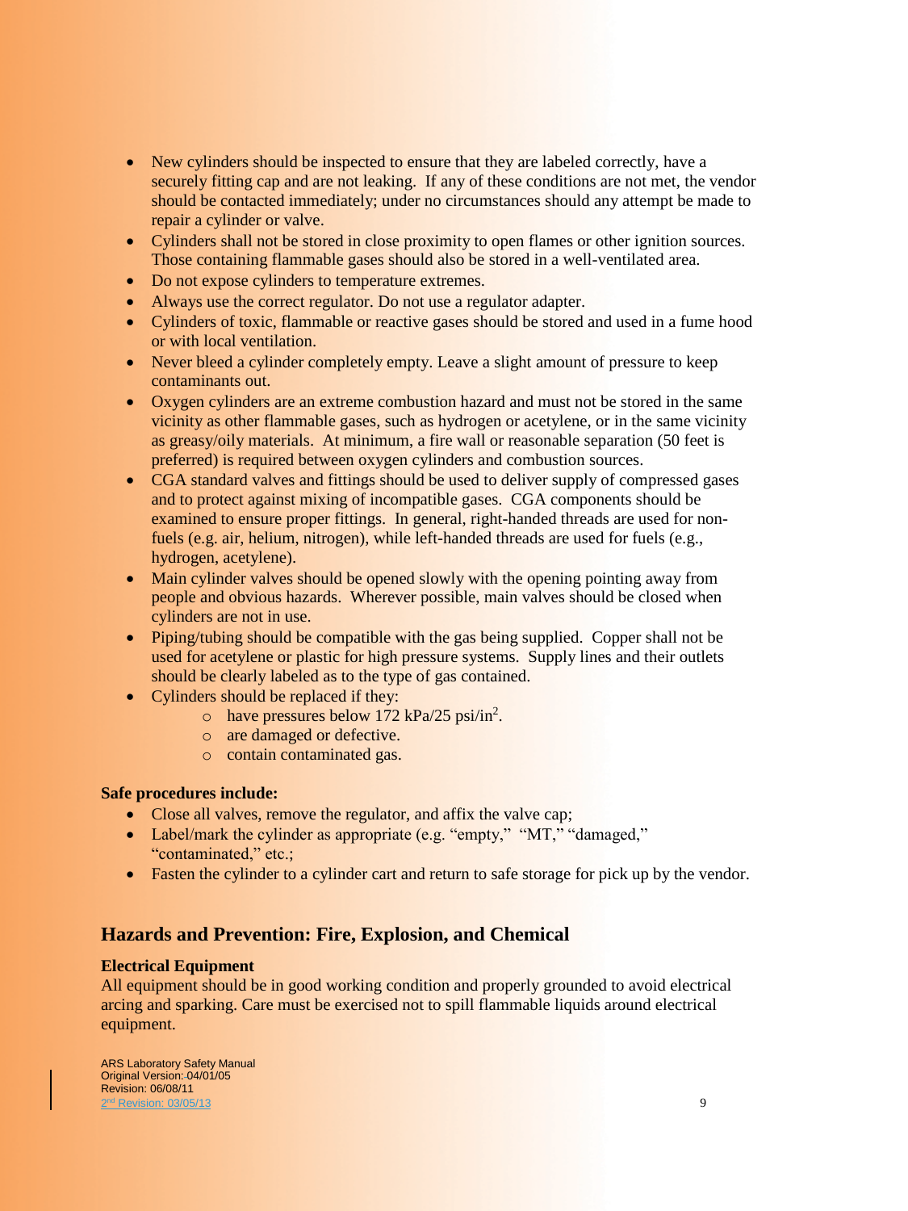- New cylinders should be inspected to ensure that they are labeled correctly, have a securely fitting cap and are not leaking. If any of these conditions are not met, the vendor should be contacted immediately; under no circumstances should any attempt be made to repair a cylinder or valve.
- Cylinders shall not be stored in close proximity to open flames or other ignition sources. Those containing flammable gases should also be stored in a well-ventilated area.
- Do not expose cylinders to temperature extremes.
- Always use the correct regulator. Do not use a regulator adapter.
- Cylinders of toxic, flammable or reactive gases should be stored and used in a fume hood or with local ventilation.
- Never bleed a cylinder completely empty. Leave a slight amount of pressure to keep contaminants out.
- Oxygen cylinders are an extreme combustion hazard and must not be stored in the same vicinity as other flammable gases, such as hydrogen or acetylene, or in the same vicinity as greasy/oily materials. At minimum, a fire wall or reasonable separation (50 feet is preferred) is required between oxygen cylinders and combustion sources.
- CGA standard valves and fittings should be used to deliver supply of compressed gases and to protect against mixing of incompatible gases. CGA components should be examined to ensure proper fittings. In general, right-handed threads are used for non-fuels (e.g. air, helium, nitrogen), while left-handed threads are used for fuels (e.g., hydrogen, acetylene).
- Main cylinder valves should be opened slowly with the opening pointing away from people and obvious hazards. Wherever possible, main valves should be closed when cylinders are not in use.
- Piping/tubing should be compatible with the gas being supplied. Copper shall not be used for acetylene or plastic for high pressure systems. Supply lines and their outlets should be clearly labeled as to the type of gas contained.
- Cylinders should be replaced if they:
  - have pressures below 172 kPa/25 psi/in$^2$.
  - are damaged or defective.
  - contain contaminated gas.

**Safe procedures include:**

- Close all valves, remove the regulator, and affix the valve cap;
- Label/mark the cylinder as appropriate (e.g. "empty," "MT," "damaged," "contaminated," etc.;
- Fasten the cylinder to a cylinder cart and return to safe storage for pick up by the vendor.

## Hazards and Prevention: Fire, Explosion, and Chemical

**Electrical Equipment**

All equipment should be in good working condition and properly grounded to avoid electrical arcing and sparking. Care must be exercised not to spill flammable liquids around electrical equipment.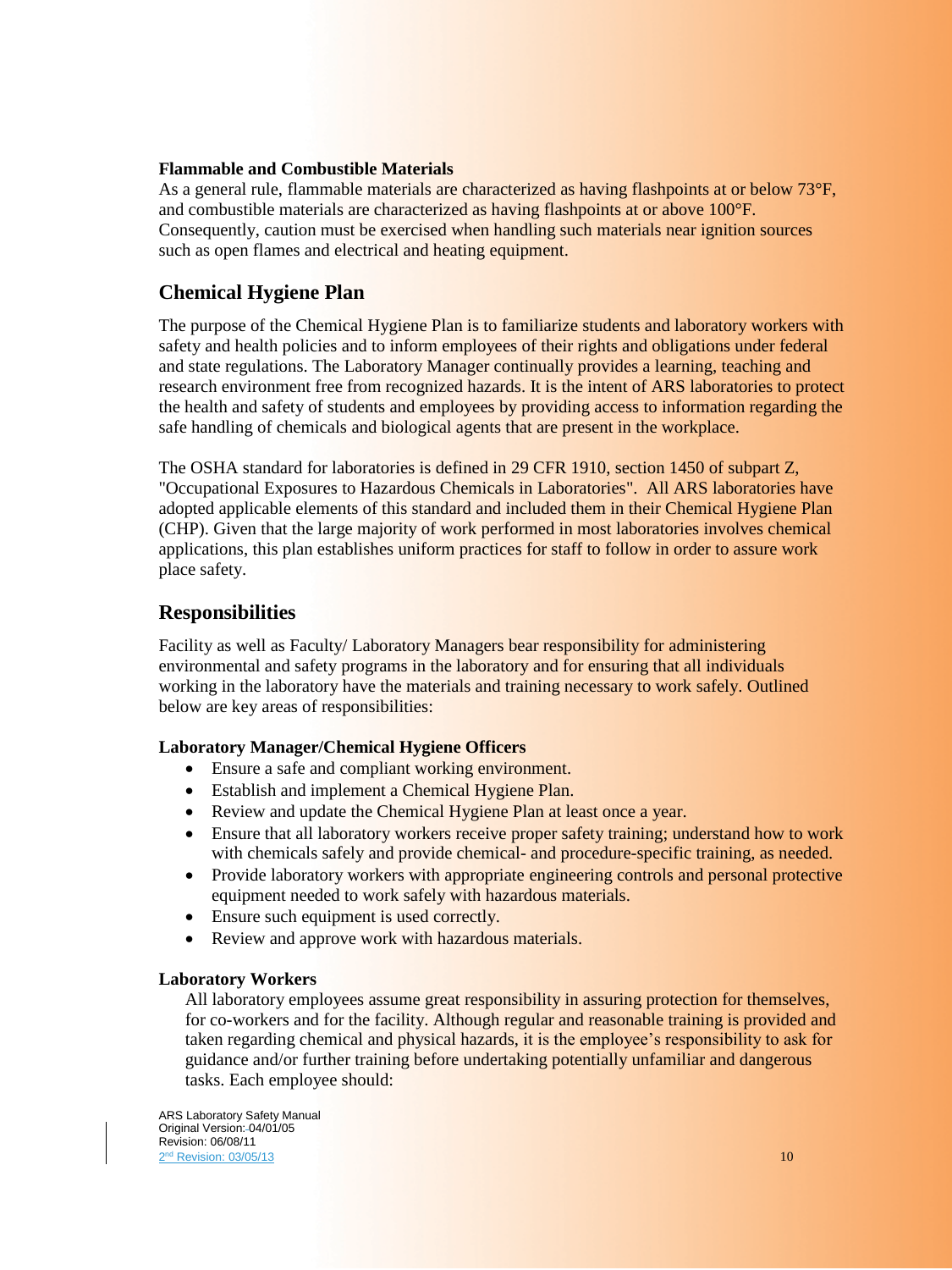**Flammable and Combustible Materials**

As a general rule, flammable materials are characterized as having flashpoints at or below 73°F, and combustible materials are characterized as having flashpoints at or above 100°F. Consequently, caution must be exercised when handling such materials near ignition sources such as open flames and electrical and heating equipment.

## Chemical Hygiene Plan

The purpose of the Chemical Hygiene Plan is to familiarize students and laboratory workers with safety and health policies and to inform employees of their rights and obligations under federal and state regulations. The Laboratory Manager continually provides a learning, teaching and research environment free from recognized hazards. It is the intent of ARS laboratories to protect the health and safety of students and employees by providing access to information regarding the safe handling of chemicals and biological agents that are present in the workplace.

The OSHA standard for laboratories is defined in 29 CFR 1910, section 1450 of subpart Z, "Occupational Exposures to Hazardous Chemicals in Laboratories". All ARS laboratories have adopted applicable elements of this standard and included them in their Chemical Hygiene Plan (CHP). Given that the large majority of work performed in most laboratories involves chemical applications, this plan establishes uniform practices for staff to follow in order to assure work place safety.

## Responsibilities

Facility as well as Faculty/ Laboratory Managers bear responsibility for administering environmental and safety programs in the laboratory and for ensuring that all individuals working in the laboratory have the materials and training necessary to work safely. Outlined below are key areas of responsibilities:

**Laboratory Manager/Chemical Hygiene Officers**

- Ensure a safe and compliant working environment.
- Establish and implement a Chemical Hygiene Plan.
- Review and update the Chemical Hygiene Plan at least once a year.
- Ensure that all laboratory workers receive proper safety training; understand how to work with chemicals safely and provide chemical- and procedure-specific training, as needed.
- Provide laboratory workers with appropriate engineering controls and personal protective equipment needed to work safely with hazardous materials.
- Ensure such equipment is used correctly.
- Review and approve work with hazardous materials.

**Laboratory Workers**

All laboratory employees assume great responsibility in assuring protection for themselves, for co-workers and for the facility. Although regular and reasonable training is provided and taken regarding chemical and physical hazards, it is the employee's responsibility to ask for guidance and/or further training before undertaking potentially unfamiliar and dangerous tasks. Each employee should: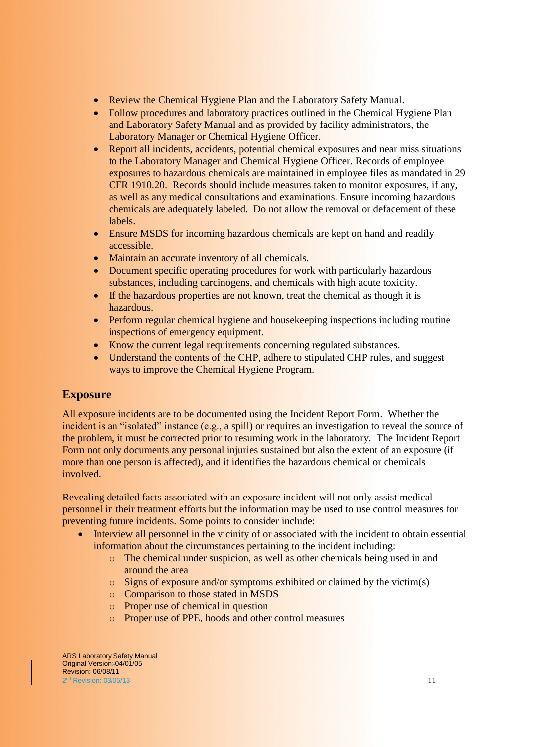- Review the Chemical Hygiene Plan and the Laboratory Safety Manual.
- Follow procedures and laboratory practices outlined in the Chemical Hygiene Plan and Laboratory Safety Manual and as provided by facility administrators, the Laboratory Manager or Chemical Hygiene Officer.
- Report all incidents, accidents, potential chemical exposures and near miss situations to the Laboratory Manager and Chemical Hygiene Officer. Records of employee exposures to hazardous chemicals are maintained in employee files as mandated in 29 CFR 1910.20. Records should include measures taken to monitor exposures, if any, as well as any medical consultations and examinations. Ensure incoming hazardous chemicals are adequately labeled. Do not allow the removal or defacement of these labels.
- Ensure MSDS for incoming hazardous chemicals are kept on hand and readily accessible.
- Maintain an accurate inventory of all chemicals.
- Document specific operating procedures for work with particularly hazardous substances, including carcinogens, and chemicals with high acute toxicity.
- If the hazardous properties are not known, treat the chemical as though it is hazardous.
- Perform regular chemical hygiene and housekeeping inspections including routine inspections of emergency equipment.
- Know the current legal requirements concerning regulated substances.
- Understand the contents of the CHP, adhere to stipulated CHP rules, and suggest ways to improve the Chemical Hygiene Program.

## Exposure

All exposure incidents are to be documented using the Incident Report Form. Whether the incident is an "isolated" instance (e.g., a spill) or requires an investigation to reveal the source of the problem, it must be corrected prior to resuming work in the laboratory. The Incident Report Form not only documents any personal injuries sustained but also the extent of an exposure (if more than one person is affected), and it identifies the hazardous chemical or chemicals involved.

Revealing detailed facts associated with an exposure incident will not only assist medical personnel in their treatment efforts but the information may be used to use control measures for preventing future incidents. Some points to consider include:

- Interview all personnel in the vicinity of or associated with the incident to obtain essential information about the circumstances pertaining to the incident including:
  - The chemical under suspicion, as well as other chemicals being used in and around the area
  - Signs of exposure and/or symptoms exhibited or claimed by the victim(s)
  - Comparison to those stated in MSDS
  - Proper use of chemical in question
  - Proper use of PPE, hoods and other control measures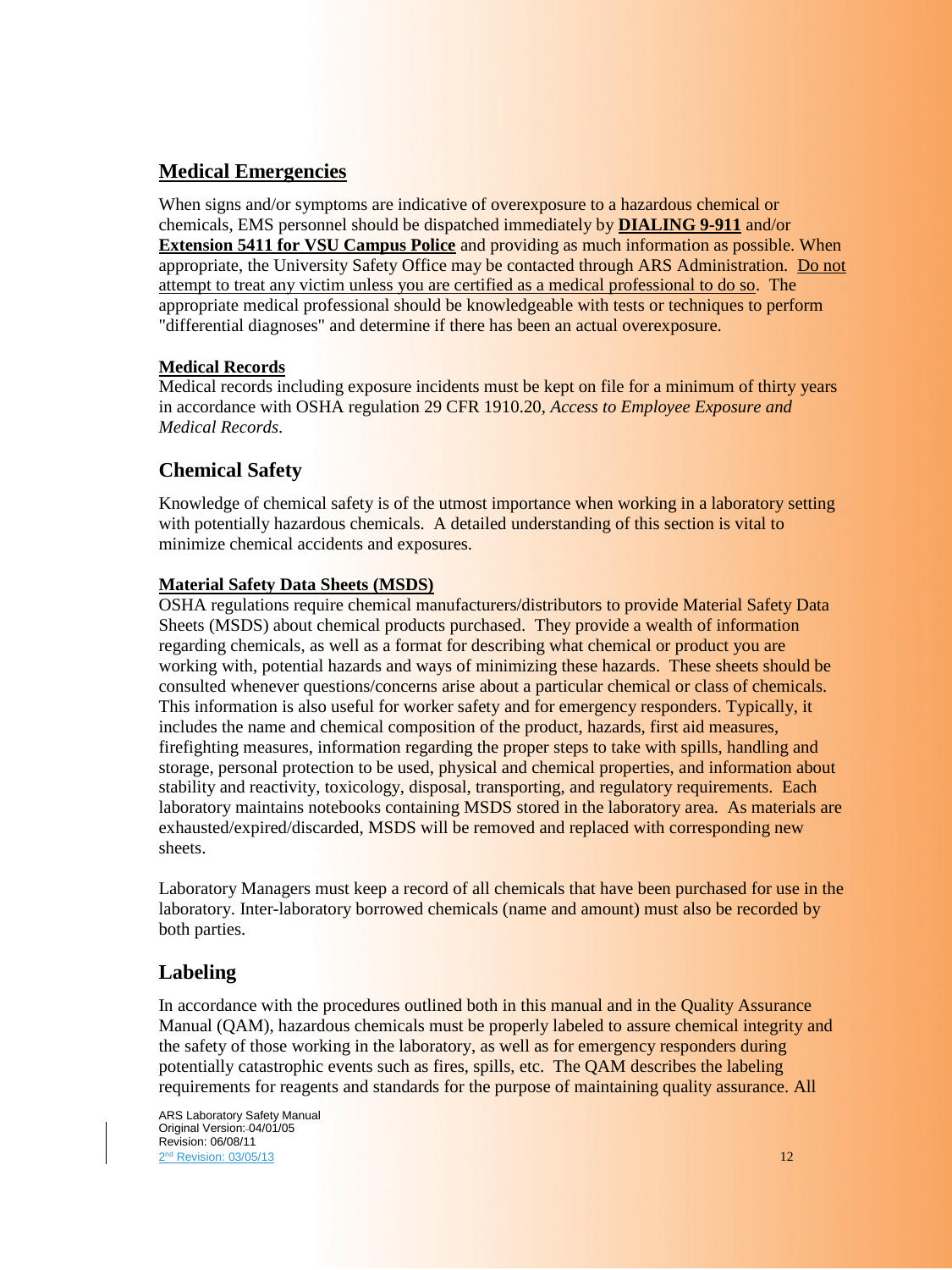## Medical Emergencies

When signs and/or symptoms are indicative of overexposure to a hazardous chemical or chemicals, EMS personnel should be dispatched immediately by **DIALING 9-911** and/or **Extension 5411 for VSU Campus Police** and providing as much information as possible. When appropriate, the University Safety Office may be contacted through ARS Administration. Do not attempt to treat any victim unless you are certified as a medical professional to do so. The appropriate medical professional should be knowledgeable with tests or techniques to perform "differential diagnoses" and determine if there has been an actual overexposure.

### Medical Records

Medical records including exposure incidents must be kept on file for a minimum of thirty years in accordance with OSHA regulation 29 CFR 1910.20, *Access to Employee Exposure and Medical Records*.

## Chemical Safety

Knowledge of chemical safety is of the utmost importance when working in a laboratory setting with potentially hazardous chemicals. A detailed understanding of this section is vital to minimize chemical accidents and exposures.

### Material Safety Data Sheets (MSDS)

OSHA regulations require chemical manufacturers/distributors to provide Material Safety Data Sheets (MSDS) about chemical products purchased. They provide a wealth of information regarding chemicals, as well as a format for describing what chemical or product you are working with, potential hazards and ways of minimizing these hazards. These sheets should be consulted whenever questions/concerns arise about a particular chemical or class of chemicals. This information is also useful for worker safety and for emergency responders. Typically, it includes the name and chemical composition of the product, hazards, first aid measures, firefighting measures, information regarding the proper steps to take with spills, handling and storage, personal protection to be used, physical and chemical properties, and information about stability and reactivity, toxicology, disposal, transporting, and regulatory requirements. Each laboratory maintains notebooks containing MSDS stored in the laboratory area. As materials are exhausted/expired/discarded, MSDS will be removed and replaced with corresponding new sheets.

Laboratory Managers must keep a record of all chemicals that have been purchased for use in the laboratory. Inter-laboratory borrowed chemicals (name and amount) must also be recorded by both parties.

## Labeling

In accordance with the procedures outlined both in this manual and in the Quality Assurance Manual (QAM), hazardous chemicals must be properly labeled to assure chemical integrity and the safety of those working in the laboratory, as well as for emergency responders during potentially catastrophic events such as fires, spills, etc. The QAM describes the labeling requirements for reagents and standards for the purpose of maintaining quality assurance. All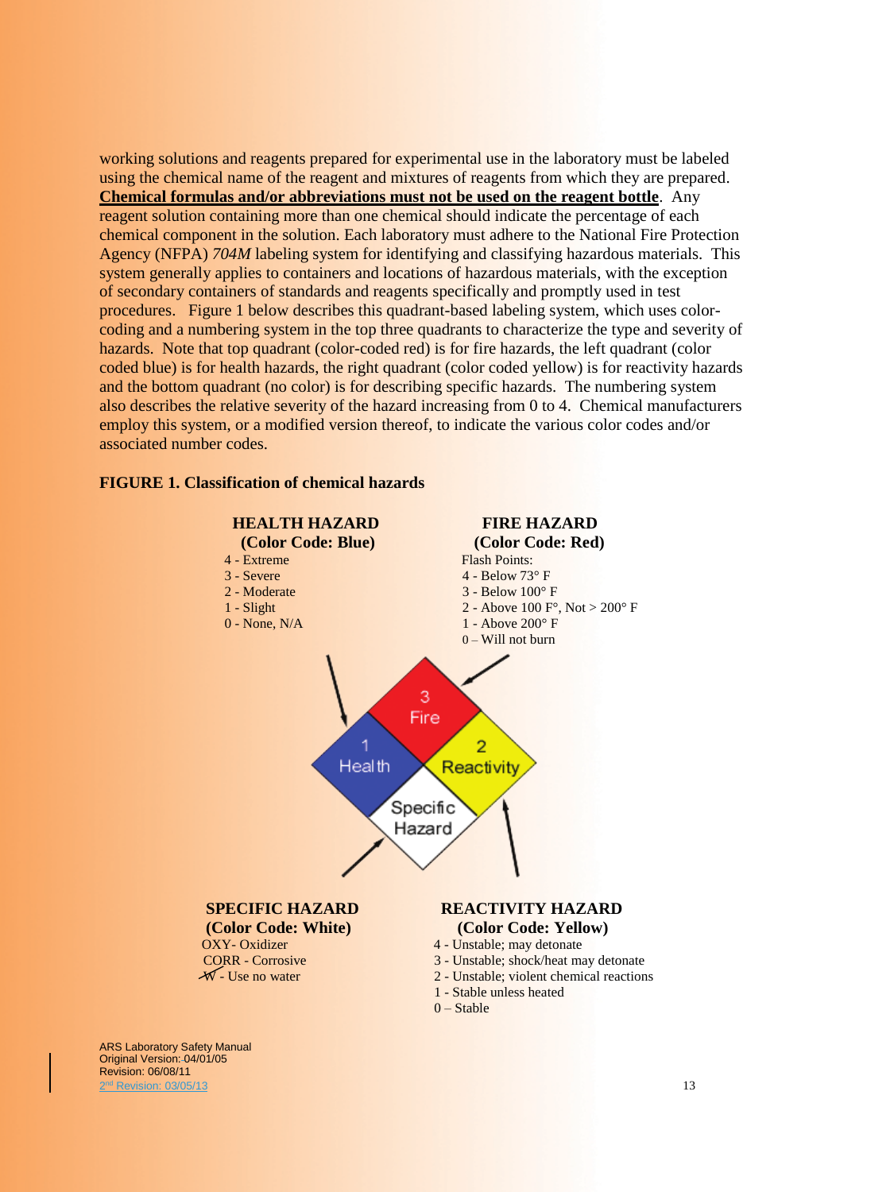working solutions and reagents prepared for experimental use in the laboratory must be labeled using the chemical name of the reagent and mixtures of reagents from which they are prepared. **Chemical formulas and/or abbreviations must not be used on the reagent bottle**. Any reagent solution containing more than one chemical should indicate the percentage of each chemical component in the solution. Each laboratory must adhere to the National Fire Protection Agency (NFPA) *704M* labeling system for identifying and classifying hazardous materials. This system generally applies to containers and locations of hazardous materials, with the exception of secondary containers of standards and reagents specifically and promptly used in test procedures. Figure 1 below describes this quadrant-based labeling system, which uses color-coding and a numbering system in the top three quadrants to characterize the type and severity of hazards. Note that top quadrant (color-coded red) is for fire hazards, the left quadrant (color coded blue) is for health hazards, the right quadrant (color coded yellow) is for reactivity hazards and the bottom quadrant (no color) is for describing specific hazards. The numbering system also describes the relative severity of the hazard increasing from 0 to 4. Chemical manufacturers employ this system, or a modified version thereof, to indicate the various color codes and/or associated number codes.

**FIGURE 1. Classification of chemical hazards**

**HEALTH HAZARD (Color Code: Blue)**
- 4 - Extreme
- 3 - Severe
- 2 - Moderate
- 1 - Slight
- 0 - None, N/A

**FIRE HAZARD (Color Code: Red)**

Flash Points:
- 4 - Below 73° F
- 3 - Below 100° F
- 2 - Above 100 F°, Not > 200° F
- 1 - Above 200° F
- 0 – Will not burn

3 Fire | 1 Health | 2 Reactivity | Specific Hazard

**SPECIFIC HAZARD (Color Code: White)**
- OXY- Oxidizer
- CORR - Corrosive
- ~~W~~ - Use no water

**REACTIVITY HAZARD (Color Code: Yellow)**
- 4 - Unstable; may detonate
- 3 - Unstable; shock/heat may detonate
- 2 - Unstable; violent chemical reactions
- 1 - Stable unless heated
- 0 – Stable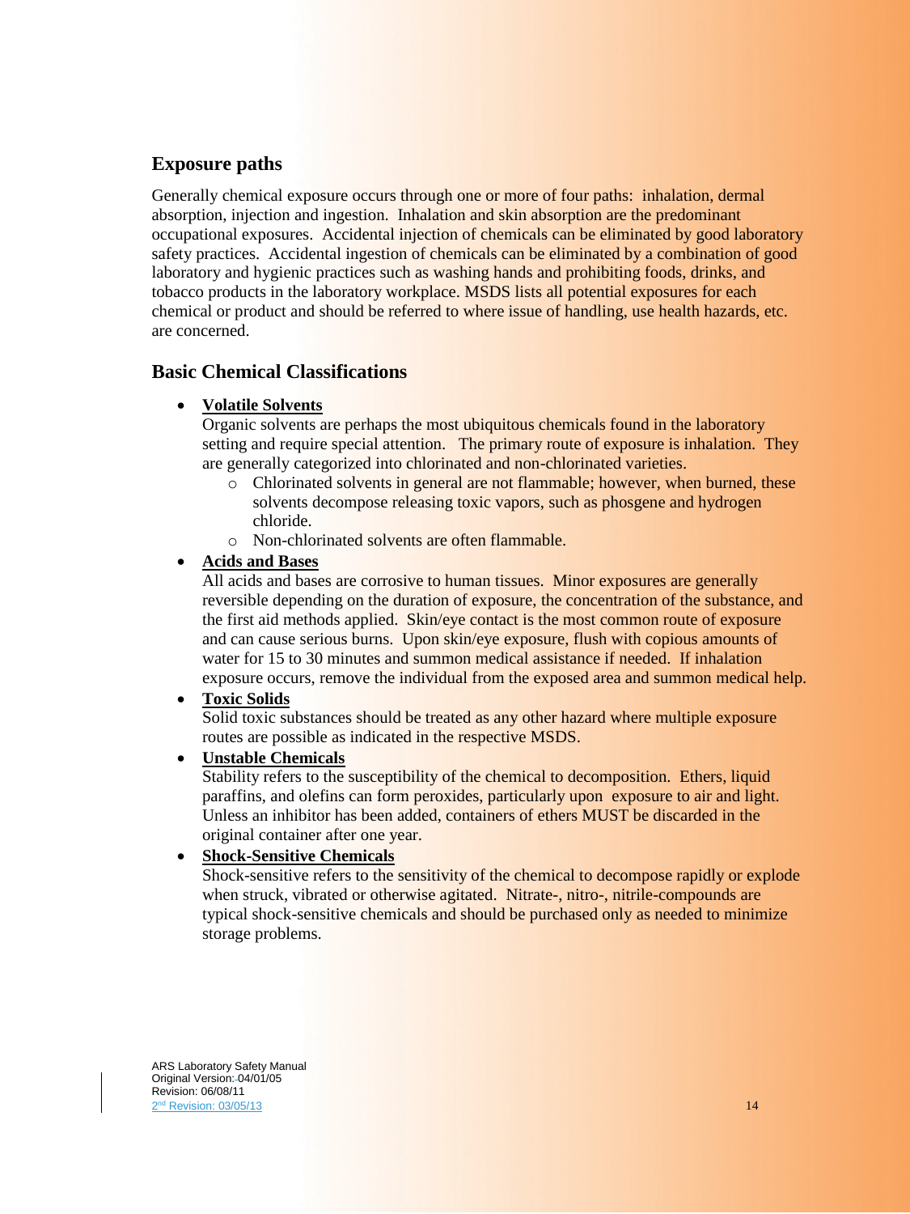## Exposure paths

Generally chemical exposure occurs through one or more of four paths: inhalation, dermal absorption, injection and ingestion. Inhalation and skin absorption are the predominant occupational exposures. Accidental injection of chemicals can be eliminated by good laboratory safety practices. Accidental ingestion of chemicals can be eliminated by a combination of good laboratory and hygienic practices such as washing hands and prohibiting foods, drinks, and tobacco products in the laboratory workplace. MSDS lists all potential exposures for each chemical or product and should be referred to where issue of handling, use health hazards, etc. are concerned.

## Basic Chemical Classifications

- **Volatile Solvents**
  Organic solvents are perhaps the most ubiquitous chemicals found in the laboratory setting and require special attention. The primary route of exposure is inhalation. They are generally categorized into chlorinated and non-chlorinated varieties.
  - Chlorinated solvents in general are not flammable; however, when burned, these solvents decompose releasing toxic vapors, such as phosgene and hydrogen chloride.
  - Non-chlorinated solvents are often flammable.
- **Acids and Bases**
  All acids and bases are corrosive to human tissues. Minor exposures are generally reversible depending on the duration of exposure, the concentration of the substance, and the first aid methods applied. Skin/eye contact is the most common route of exposure and can cause serious burns. Upon skin/eye exposure, flush with copious amounts of water for 15 to 30 minutes and summon medical assistance if needed. If inhalation exposure occurs, remove the individual from the exposed area and summon medical help.
- **Toxic Solids**
  Solid toxic substances should be treated as any other hazard where multiple exposure routes are possible as indicated in the respective MSDS.
- **Unstable Chemicals**
  Stability refers to the susceptibility of the chemical to decomposition. Ethers, liquid paraffins, and olefins can form peroxides, particularly upon exposure to air and light. Unless an inhibitor has been added, containers of ethers MUST be discarded in the original container after one year.
- **Shock-Sensitive Chemicals**
  Shock-sensitive refers to the sensitivity of the chemical to decompose rapidly or explode when struck, vibrated or otherwise agitated. Nitrate-, nitro-, nitrile-compounds are typical shock-sensitive chemicals and should be purchased only as needed to minimize storage problems.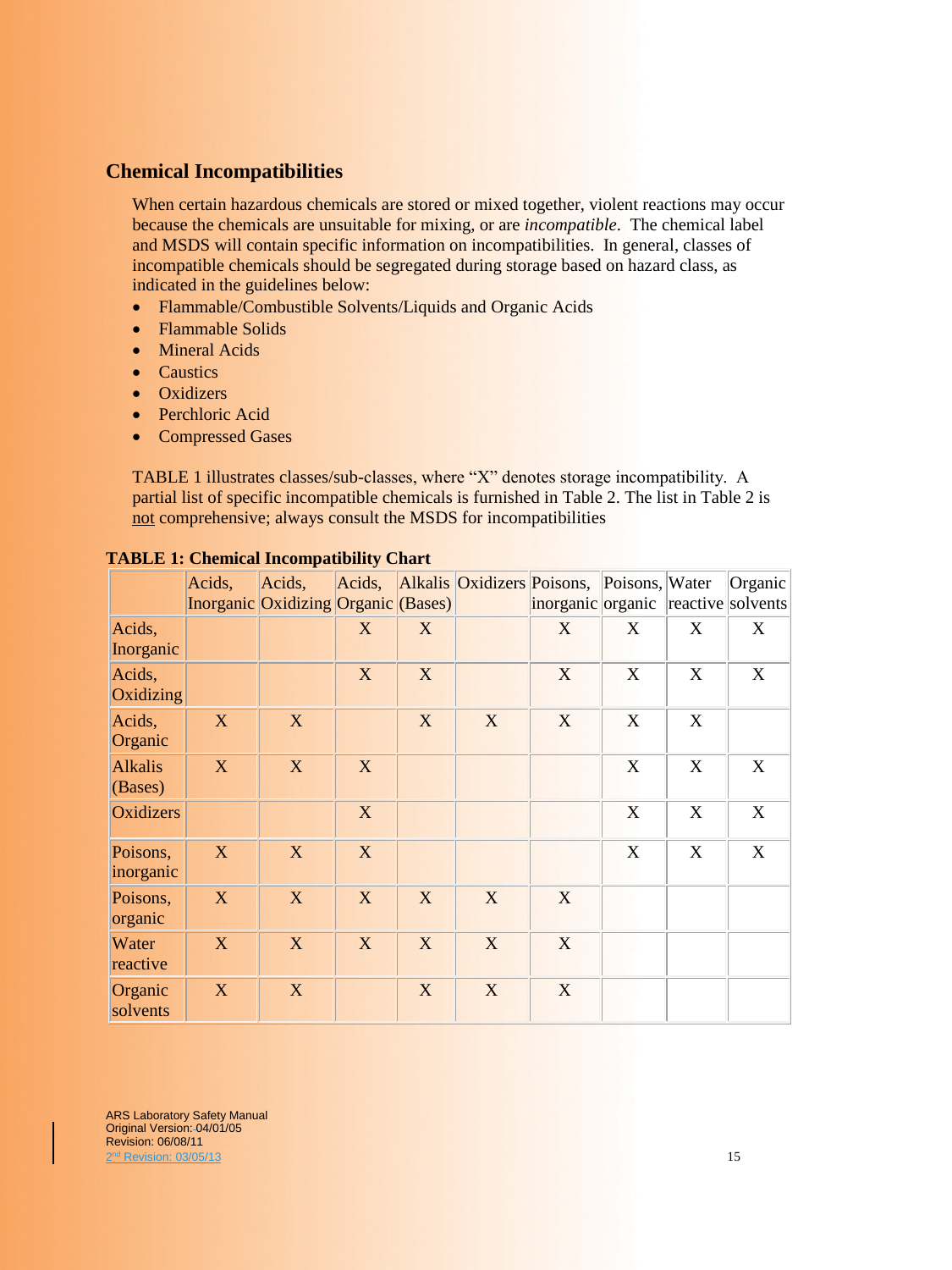## Chemical Incompatibilities

When certain hazardous chemicals are stored or mixed together, violent reactions may occur because the chemicals are unsuitable for mixing, or are *incompatible*. The chemical label and MSDS will contain specific information on incompatibilities. In general, classes of incompatible chemicals should be segregated during storage based on hazard class, as indicated in the guidelines below:

- Flammable/Combustible Solvents/Liquids and Organic Acids
- Flammable Solids
- Mineral Acids
- Caustics
- Oxidizers
- Perchloric Acid
- Compressed Gases

TABLE 1 illustrates classes/sub-classes, where "X" denotes storage incompatibility. A partial list of specific incompatible chemicals is furnished in Table 2. The list in Table 2 is not comprehensive; always consult the MSDS for incompatibilities

**TABLE 1: Chemical Incompatibility Chart**

| | Acids, Inorganic | Acids, Oxidizing | Acids, Organic | Alkalis (Bases) | Oxidizers | Poisons, inorganic | Poisons, organic | Water reactive | Organic solvents |
|---|---|---|---|---|---|---|---|---|---|
| Acids, Inorganic | | | X | X | | X | X | X | X |
| Acids, Oxidizing | | | X | X | | X | X | X | X |
| Acids, Organic | X | X | | X | X | X | X | X | |
| Alkalis (Bases) | X | X | X | | | | X | X | X |
| Oxidizers | | | X | | | | X | X | X |
| Poisons, inorganic | X | X | X | | | | X | X | X |
| Poisons, organic | X | X | X | X | X | X | | | |
| Water reactive | X | X | X | X | X | X | | | |
| Organic solvents | X | X | | X | X | X | | | |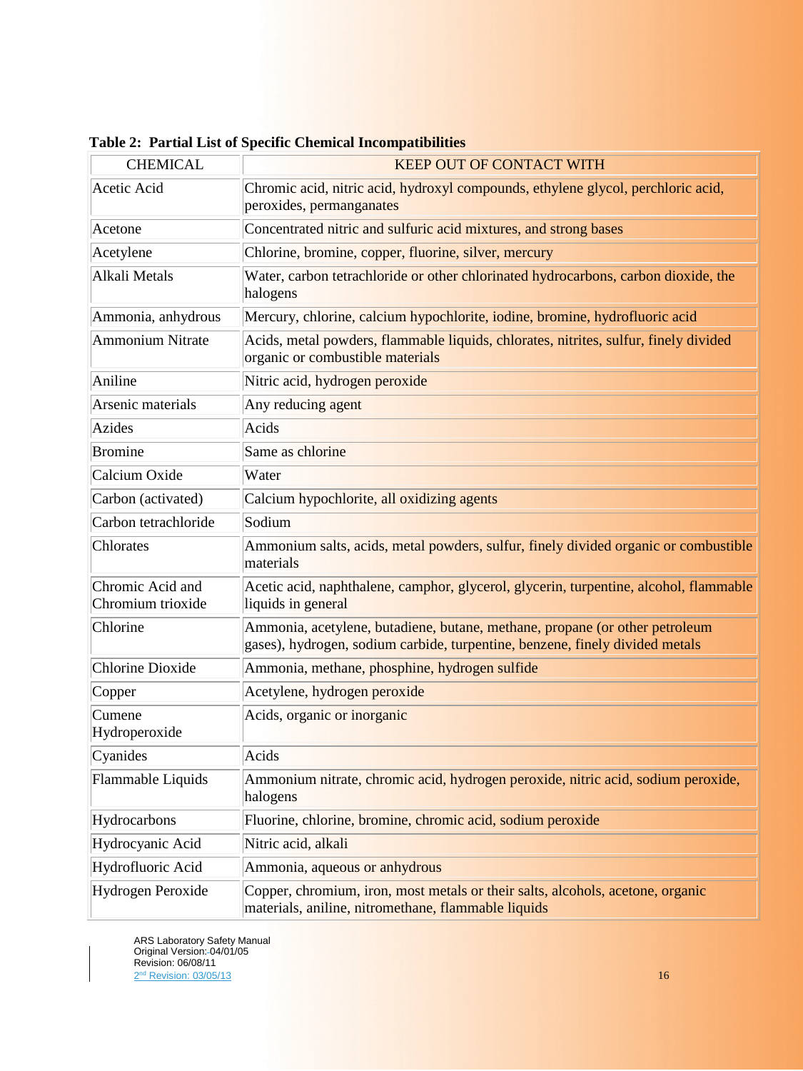**Table 2: Partial List of Specific Chemical Incompatibilities**

| CHEMICAL | KEEP OUT OF CONTACT WITH |
|---|---|
| Acetic Acid | Chromic acid, nitric acid, hydroxyl compounds, ethylene glycol, perchloric acid, peroxides, permanganates |
| Acetone | Concentrated nitric and sulfuric acid mixtures, and strong bases |
| Acetylene | Chlorine, bromine, copper, fluorine, silver, mercury |
| Alkali Metals | Water, carbon tetrachloride or other chlorinated hydrocarbons, carbon dioxide, the halogens |
| Ammonia, anhydrous | Mercury, chlorine, calcium hypochlorite, iodine, bromine, hydrofluoric acid |
| Ammonium Nitrate | Acids, metal powders, flammable liquids, chlorates, nitrites, sulfur, finely divided organic or combustible materials |
| Aniline | Nitric acid, hydrogen peroxide |
| Arsenic materials | Any reducing agent |
| Azides | Acids |
| Bromine | Same as chlorine |
| Calcium Oxide | Water |
| Carbon (activated) | Calcium hypochlorite, all oxidizing agents |
| Carbon tetrachloride | Sodium |
| Chlorates | Ammonium salts, acids, metal powders, sulfur, finely divided organic or combustible materials |
| Chromic Acid and Chromium trioxide | Acetic acid, naphthalene, camphor, glycerol, glycerin, turpentine, alcohol, flammable liquids in general |
| Chlorine | Ammonia, acetylene, butadiene, butane, methane, propane (or other petroleum gases), hydrogen, sodium carbide, turpentine, benzene, finely divided metals |
| Chlorine Dioxide | Ammonia, methane, phosphine, hydrogen sulfide |
| Copper | Acetylene, hydrogen peroxide |
| Cumene Hydroperoxide | Acids, organic or inorganic |
| Cyanides | Acids |
| Flammable Liquids | Ammonium nitrate, chromic acid, hydrogen peroxide, nitric acid, sodium peroxide, halogens |
| Hydrocarbons | Fluorine, chlorine, bromine, chromic acid, sodium peroxide |
| Hydrocyanic Acid | Nitric acid, alkali |
| Hydrofluoric Acid | Ammonia, aqueous or anhydrous |
| Hydrogen Peroxide | Copper, chromium, iron, most metals or their salts, alcohols, acetone, organic materials, aniline, nitromethane, flammable liquids |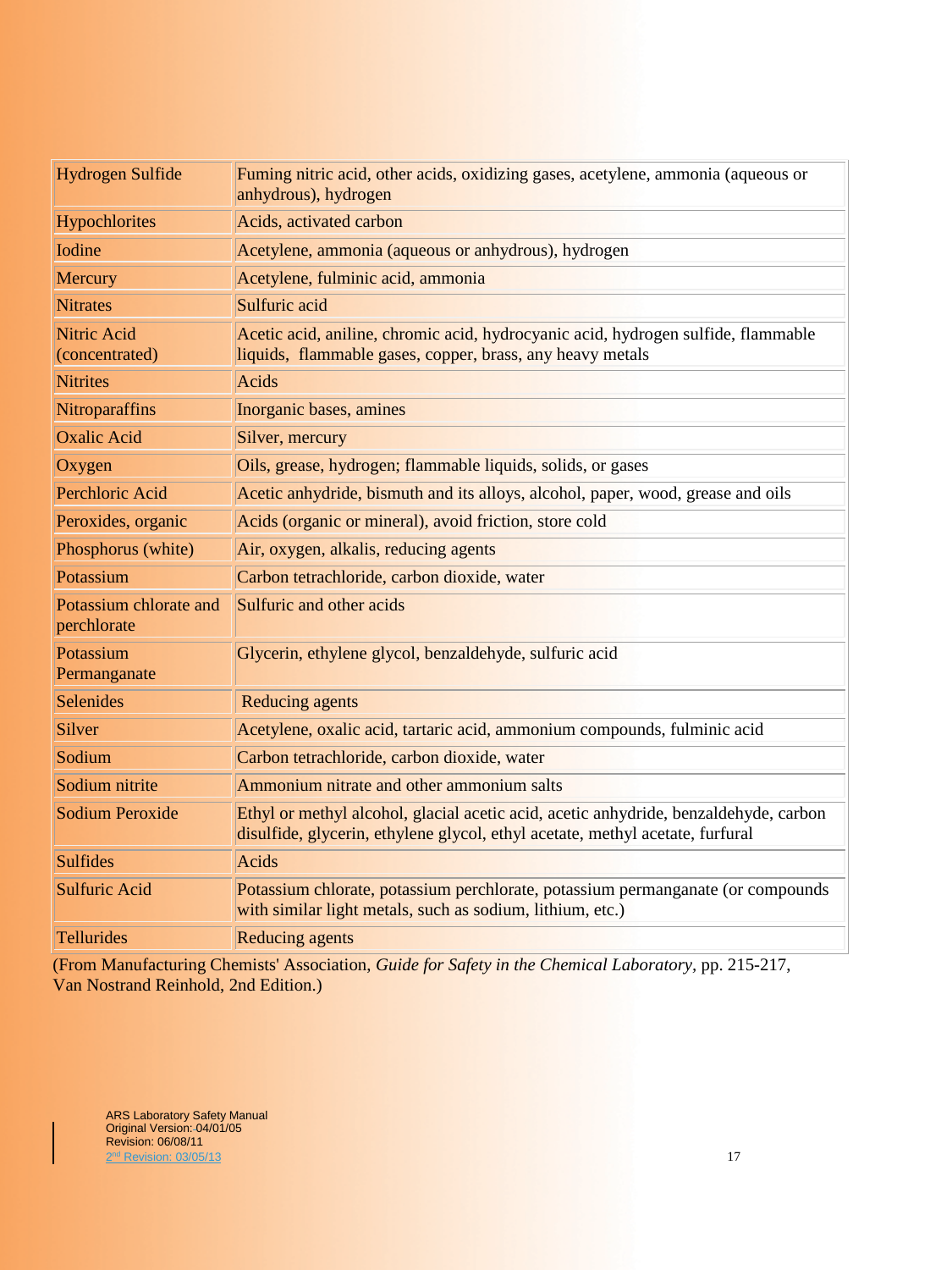| Hydrogen Sulfide | Fuming nitric acid, other acids, oxidizing gases, acetylene, ammonia (aqueous or anhydrous), hydrogen |
|---|---|
| Hypochlorites | Acids, activated carbon |
| Iodine | Acetylene, ammonia (aqueous or anhydrous), hydrogen |
| Mercury | Acetylene, fulminic acid, ammonia |
| Nitrates | Sulfuric acid |
| Nitric Acid (concentrated) | Acetic acid, aniline, chromic acid, hydrocyanic acid, hydrogen sulfide, flammable liquids, flammable gases, copper, brass, any heavy metals |
| Nitrites | Acids |
| Nitroparaffins | Inorganic bases, amines |
| Oxalic Acid | Silver, mercury |
| Oxygen | Oils, grease, hydrogen; flammable liquids, solids, or gases |
| Perchloric Acid | Acetic anhydride, bismuth and its alloys, alcohol, paper, wood, grease and oils |
| Peroxides, organic | Acids (organic or mineral), avoid friction, store cold |
| Phosphorus (white) | Air, oxygen, alkalis, reducing agents |
| Potassium | Carbon tetrachloride, carbon dioxide, water |
| Potassium chlorate and perchlorate | Sulfuric and other acids |
| Potassium Permanganate | Glycerin, ethylene glycol, benzaldehyde, sulfuric acid |
| Selenides | Reducing agents |
| Silver | Acetylene, oxalic acid, tartaric acid, ammonium compounds, fulminic acid |
| Sodium | Carbon tetrachloride, carbon dioxide, water |
| Sodium nitrite | Ammonium nitrate and other ammonium salts |
| Sodium Peroxide | Ethyl or methyl alcohol, glacial acetic acid, acetic anhydride, benzaldehyde, carbon disulfide, glycerin, ethylene glycol, ethyl acetate, methyl acetate, furfural |
| Sulfides | Acids |
| Sulfuric Acid | Potassium chlorate, potassium perchlorate, potassium permanganate (or compounds with similar light metals, such as sodium, lithium, etc.) |
| Tellurides | Reducing agents |

(From Manufacturing Chemists' Association, *Guide for Safety in the Chemical Laboratory*, pp. 215-217, Van Nostrand Reinhold, 2nd Edition.)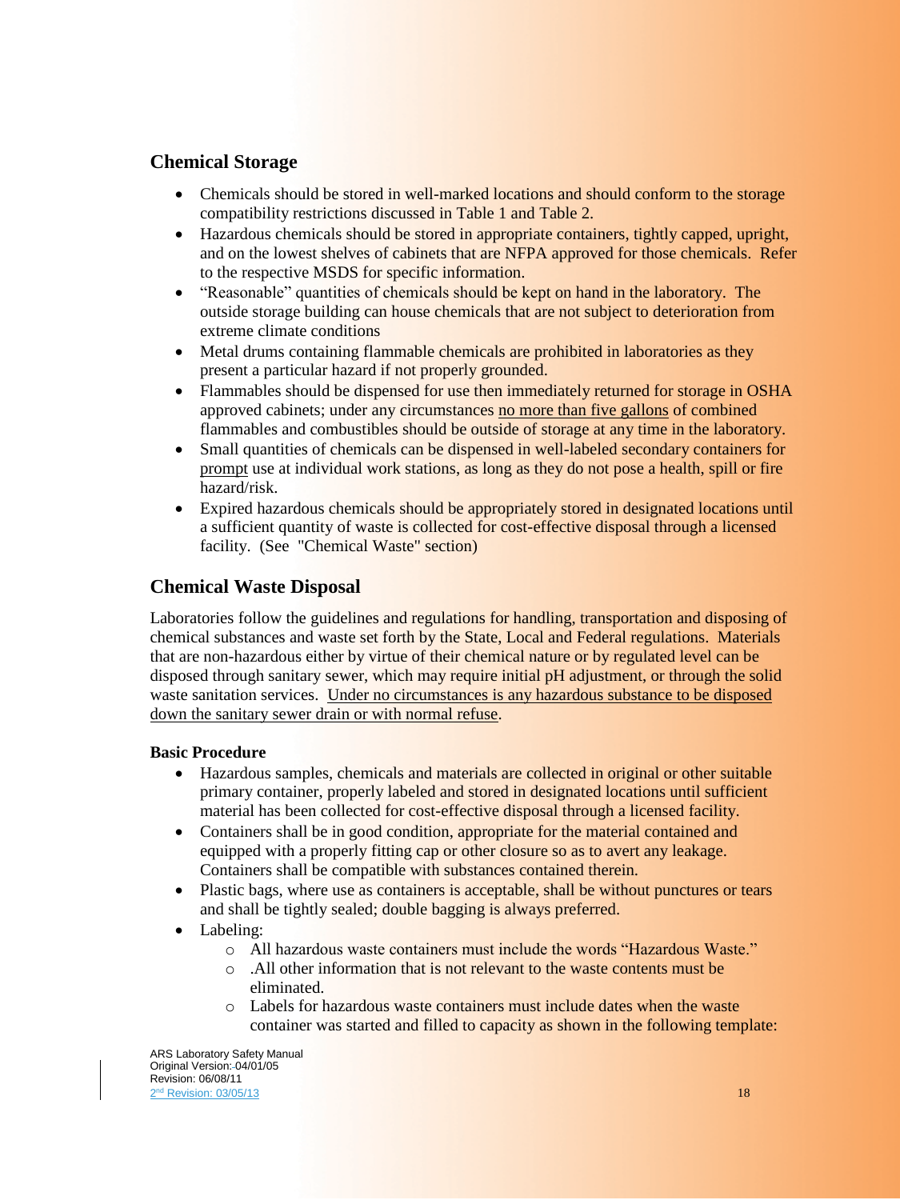## Chemical Storage

- Chemicals should be stored in well-marked locations and should conform to the storage compatibility restrictions discussed in Table 1 and Table 2.
- Hazardous chemicals should be stored in appropriate containers, tightly capped, upright, and on the lowest shelves of cabinets that are NFPA approved for those chemicals. Refer to the respective MSDS for specific information.
- "Reasonable" quantities of chemicals should be kept on hand in the laboratory. The outside storage building can house chemicals that are not subject to deterioration from extreme climate conditions
- Metal drums containing flammable chemicals are prohibited in laboratories as they present a particular hazard if not properly grounded.
- Flammables should be dispensed for use then immediately returned for storage in OSHA approved cabinets; under any circumstances no more than five gallons of combined flammables and combustibles should be outside of storage at any time in the laboratory.
- Small quantities of chemicals can be dispensed in well-labeled secondary containers for prompt use at individual work stations, as long as they do not pose a health, spill or fire hazard/risk.
- Expired hazardous chemicals should be appropriately stored in designated locations until a sufficient quantity of waste is collected for cost-effective disposal through a licensed facility. (See "Chemical Waste" section)

## Chemical Waste Disposal

Laboratories follow the guidelines and regulations for handling, transportation and disposing of chemical substances and waste set forth by the State, Local and Federal regulations. Materials that are non-hazardous either by virtue of their chemical nature or by regulated level can be disposed through sanitary sewer, which may require initial pH adjustment, or through the solid waste sanitation services. Under no circumstances is any hazardous substance to be disposed down the sanitary sewer drain or with normal refuse.

**Basic Procedure**

- Hazardous samples, chemicals and materials are collected in original or other suitable primary container, properly labeled and stored in designated locations until sufficient material has been collected for cost-effective disposal through a licensed facility.
- Containers shall be in good condition, appropriate for the material contained and equipped with a properly fitting cap or other closure so as to avert any leakage. Containers shall be compatible with substances contained therein.
- Plastic bags, where use as containers is acceptable, shall be without punctures or tears and shall be tightly sealed; double bagging is always preferred.
- Labeling:
  - All hazardous waste containers must include the words "Hazardous Waste."
  - .All other information that is not relevant to the waste contents must be eliminated.
  - Labels for hazardous waste containers must include dates when the waste container was started and filled to capacity as shown in the following template: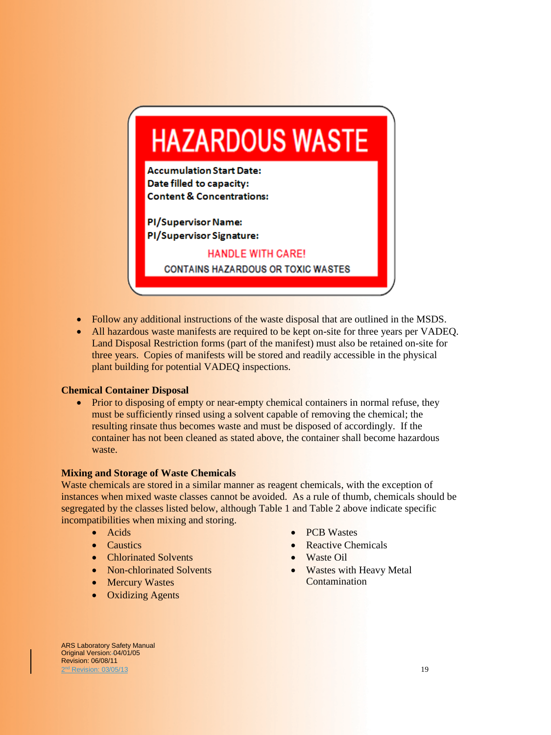**HAZARDOUS WASTE**

**Accumulation Start Date:**
**Date filled to capacity:**
**Content & Concentrations:**

**PI/Supervisor Name:**
**PI/Supervisor Signature:**

HANDLE WITH CARE!

CONTAINS HAZARDOUS OR TOXIC WASTES

- Follow any additional instructions of the waste disposal that are outlined in the MSDS.
- All hazardous waste manifests are required to be kept on-site for three years per VADEQ. Land Disposal Restriction forms (part of the manifest) must also be retained on-site for three years. Copies of manifests will be stored and readily accessible in the physical plant building for potential VADEQ inspections.

**Chemical Container Disposal**

- Prior to disposing of empty or near-empty chemical containers in normal refuse, they must be sufficiently rinsed using a solvent capable of removing the chemical; the resulting rinsate thus becomes waste and must be disposed of accordingly. If the container has not been cleaned as stated above, the container shall become hazardous waste.

**Mixing and Storage of Waste Chemicals**

Waste chemicals are stored in a similar manner as reagent chemicals, with the exception of instances when mixed waste classes cannot be avoided. As a rule of thumb, chemicals should be segregated by the classes listed below, although Table 1 and Table 2 above indicate specific incompatibilities when mixing and storing.

- Acids
- Caustics
- Chlorinated Solvents
- Non-chlorinated Solvents
- Mercury Wastes
- Oxidizing Agents
- PCB Wastes
- Reactive Chemicals
- Waste Oil
- Wastes with Heavy Metal Contamination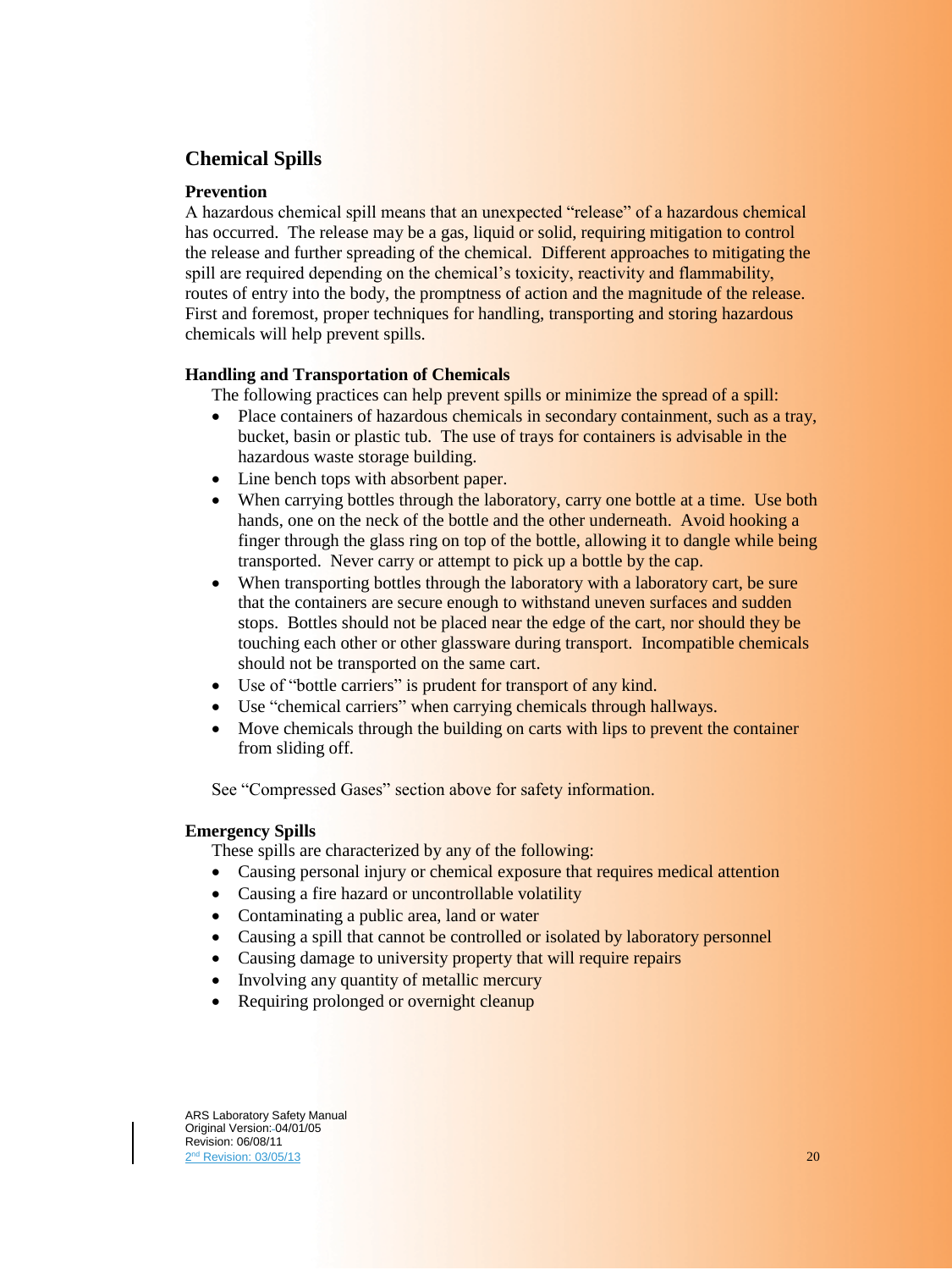## Chemical Spills

### Prevention

A hazardous chemical spill means that an unexpected "release" of a hazardous chemical has occurred. The release may be a gas, liquid or solid, requiring mitigation to control the release and further spreading of the chemical. Different approaches to mitigating the spill are required depending on the chemical's toxicity, reactivity and flammability, routes of entry into the body, the promptness of action and the magnitude of the release. First and foremost, proper techniques for handling, transporting and storing hazardous chemicals will help prevent spills.

### Handling and Transportation of Chemicals

The following practices can help prevent spills or minimize the spread of a spill:

- Place containers of hazardous chemicals in secondary containment, such as a tray, bucket, basin or plastic tub. The use of trays for containers is advisable in the hazardous waste storage building.
- Line bench tops with absorbent paper.
- When carrying bottles through the laboratory, carry one bottle at a time. Use both hands, one on the neck of the bottle and the other underneath. Avoid hooking a finger through the glass ring on top of the bottle, allowing it to dangle while being transported. Never carry or attempt to pick up a bottle by the cap.
- When transporting bottles through the laboratory with a laboratory cart, be sure that the containers are secure enough to withstand uneven surfaces and sudden stops. Bottles should not be placed near the edge of the cart, nor should they be touching each other or other glassware during transport. Incompatible chemicals should not be transported on the same cart.
- Use of "bottle carriers" is prudent for transport of any kind.
- Use "chemical carriers" when carrying chemicals through hallways.
- Move chemicals through the building on carts with lips to prevent the container from sliding off.

See "Compressed Gases" section above for safety information.

### Emergency Spills

These spills are characterized by any of the following:

- Causing personal injury or chemical exposure that requires medical attention
- Causing a fire hazard or uncontrollable volatility
- Contaminating a public area, land or water
- Causing a spill that cannot be controlled or isolated by laboratory personnel
- Causing damage to university property that will require repairs
- Involving any quantity of metallic mercury
- Requiring prolonged or overnight cleanup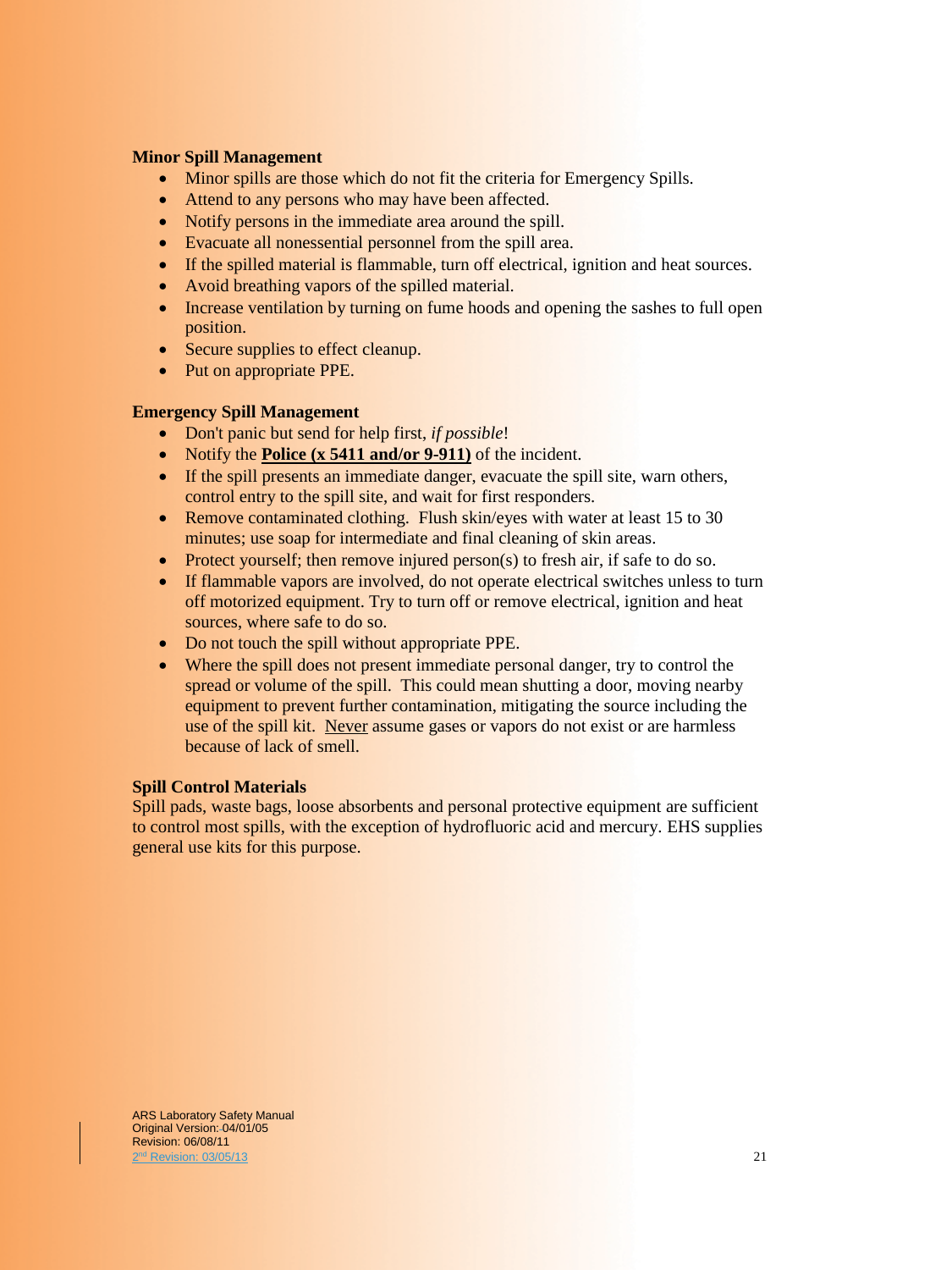**Minor Spill Management**

- Minor spills are those which do not fit the criteria for Emergency Spills.
- Attend to any persons who may have been affected.
- Notify persons in the immediate area around the spill.
- Evacuate all nonessential personnel from the spill area.
- If the spilled material is flammable, turn off electrical, ignition and heat sources.
- Avoid breathing vapors of the spilled material.
- Increase ventilation by turning on fume hoods and opening the sashes to full open position.
- Secure supplies to effect cleanup.
- Put on appropriate PPE.

**Emergency Spill Management**

- Don't panic but send for help first, *if possible*!
- Notify the **Police (x 5411 and/or 9-911)** of the incident.
- If the spill presents an immediate danger, evacuate the spill site, warn others, control entry to the spill site, and wait for first responders.
- Remove contaminated clothing. Flush skin/eyes with water at least 15 to 30 minutes; use soap for intermediate and final cleaning of skin areas.
- Protect yourself; then remove injured person(s) to fresh air, if safe to do so.
- If flammable vapors are involved, do not operate electrical switches unless to turn off motorized equipment. Try to turn off or remove electrical, ignition and heat sources, where safe to do so.
- Do not touch the spill without appropriate PPE.
- Where the spill does not present immediate personal danger, try to control the spread or volume of the spill. This could mean shutting a door, moving nearby equipment to prevent further contamination, mitigating the source including the use of the spill kit. Never assume gases or vapors do not exist or are harmless because of lack of smell.

**Spill Control Materials**

Spill pads, waste bags, loose absorbents and personal protective equipment are sufficient to control most spills, with the exception of hydrofluoric acid and mercury. EHS supplies general use kits for this purpose.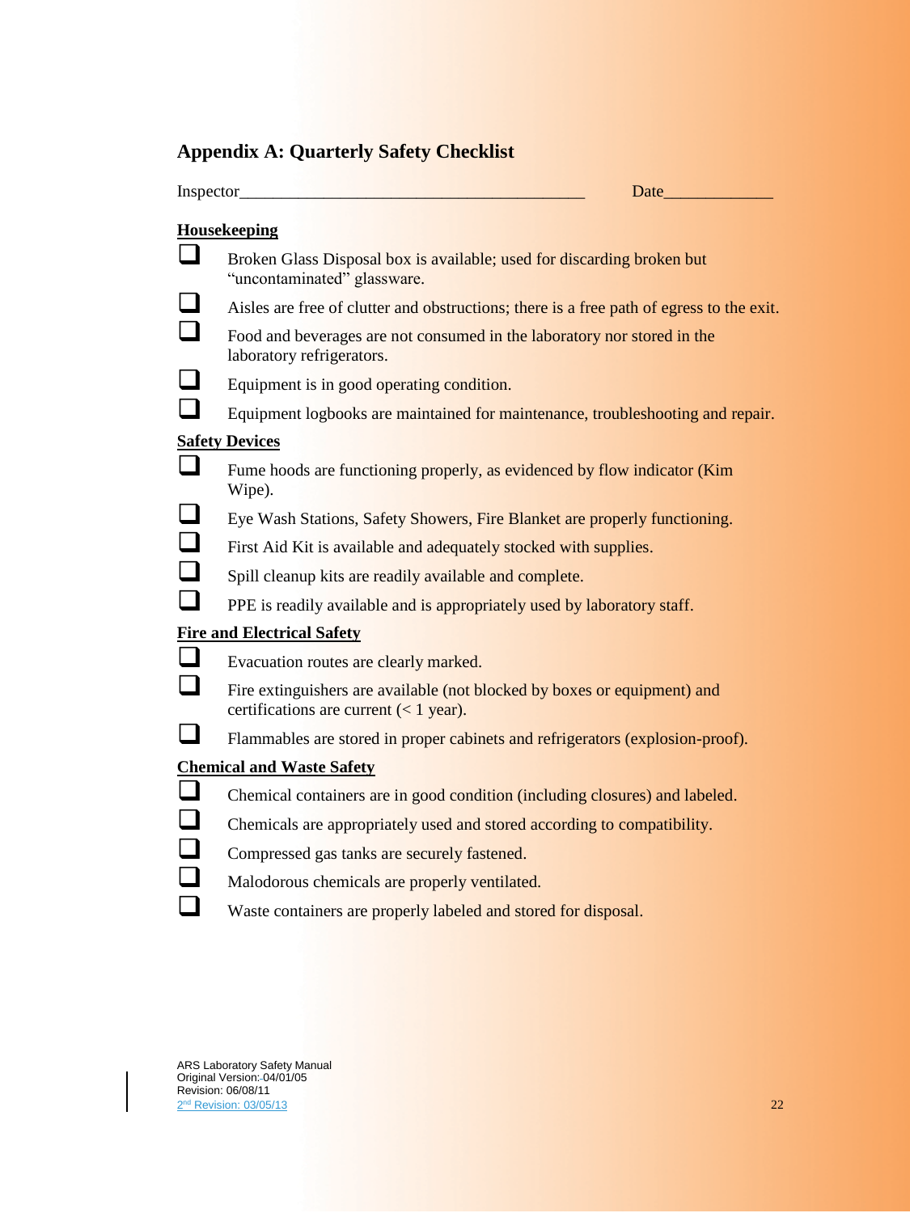## Appendix A: Quarterly Safety Checklist

Inspector__________________________________________ Date_____________

**Housekeeping**

- [ ] Broken Glass Disposal box is available; used for discarding broken but "uncontaminated" glassware.
- [ ] Aisles are free of clutter and obstructions; there is a free path of egress to the exit.
- [ ] Food and beverages are not consumed in the laboratory nor stored in the laboratory refrigerators.
- [ ] Equipment is in good operating condition.
- [ ] Equipment logbooks are maintained for maintenance, troubleshooting and repair.

**Safety Devices**

- [ ] Fume hoods are functioning properly, as evidenced by flow indicator (Kim Wipe).
- [ ] Eye Wash Stations, Safety Showers, Fire Blanket are properly functioning.
- [ ] First Aid Kit is available and adequately stocked with supplies.
- [ ] Spill cleanup kits are readily available and complete.
- [ ] PPE is readily available and is appropriately used by laboratory staff.

**Fire and Electrical Safety**

- [ ] Evacuation routes are clearly marked.
- [ ] Fire extinguishers are available (not blocked by boxes or equipment) and certifications are current (< 1 year).
- [ ] Flammables are stored in proper cabinets and refrigerators (explosion-proof).

**Chemical and Waste Safety**

- [ ] Chemical containers are in good condition (including closures) and labeled.
- [ ] Chemicals are appropriately used and stored according to compatibility.
- [ ] Compressed gas tanks are securely fastened.
- [ ] Malodorous chemicals are properly ventilated.
- [ ] Waste containers are properly labeled and stored for disposal.

ARS Laboratory Safety Manual
Original Version: 04/01/05
Revision: 06/08/11
2nd Revision: 03/05/13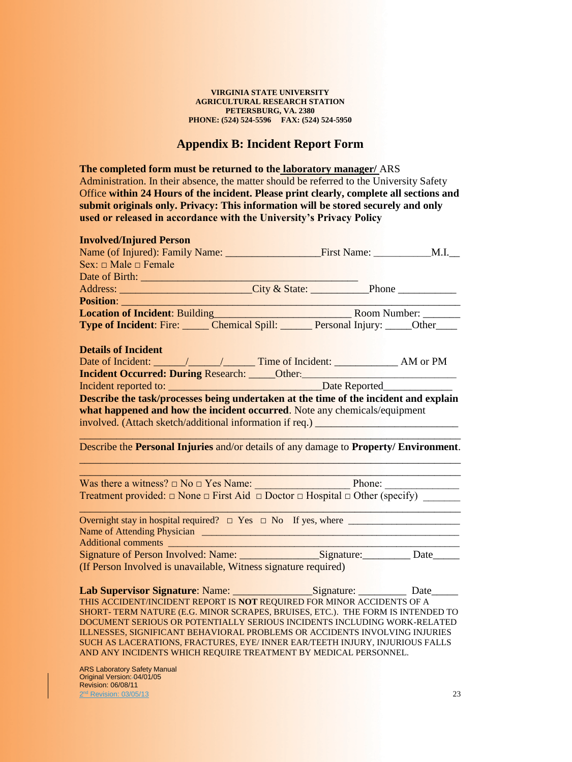**VIRGINIA STATE UNIVERSITY**
**AGRICULTURAL RESEARCH STATION**
**PETERSBURG, VA. 2380**
**PHONE: (524) 524-5596 FAX: (524) 524-5950**

## Appendix B: Incident Report Form

**The completed form must be returned to the laboratory manager/** ARS Administration. In their absence, the matter should be referred to the University Safety Office **within 24 Hours of the incident. Please print clearly, complete all sections and submit originals only. Privacy: This information will be stored securely and only used or released in accordance with the University's Privacy Policy**

**Involved/Injured Person**

Name (of Injured): Family Name: _________________ First Name: __________ M.I.__

Sex: □ Male □ Female

Date of Birth: ________________________________________

Address: ________________________ City & State: __________ Phone __________

**Position**: ____________________________________________________________

**Location of Incident**: Building________________________ Room Number: _______

**Type of Incident**: Fire: _____ Chemical Spill: ______ Personal Injury: _____ Other____

**Details of Incident**

Date of Incident: ______/______/______ Time of Incident: ___________ AM or PM

**Incident Occurred: During** Research: _____ Other:____________________________

Incident reported to: ____________________________ Date Reported____________

**Describe the task/processes being undertaken at the time of the incident and explain what happened and how the incident occurred**. Note any chemicals/equipment involved. (Attach sketch/additional information if req.) _________________________

______________________________________________________________________

Describe the **Personal Injuries** and/or details of any damage to **Property/ Environment**.

______________________________________________________________________

______________________________________________________________________

Was there a witness? □ No □ Yes Name: ________________ Phone: _____________

Treatment provided: □ None □ First Aid □ Doctor □ Hospital □ Other (specify) _______

______________________________________________________________________

Overnight stay in hospital required? □ Yes □ No If yes, where ____________________

Name of Attending Physician ________________________________________________

Additional comments ______________________________________________________

Signature of Person Involved: Name: ______________ Signature:_________ Date_____

(If Person Involved is unavailable, Witness signature required)

**Lab Supervisor Signature**: Name: ______________ Signature: _________ Date_____

THIS ACCIDENT/INCIDENT REPORT IS **NOT** REQUIRED FOR MINOR ACCIDENTS OF A SHORT- TERM NATURE (E.G. MINOR SCRAPES, BRUISES, ETC.). THE FORM IS INTENDED TO DOCUMENT SERIOUS OR POTENTIALLY SERIOUS INCIDENTS INCLUDING WORK-RELATED ILLNESSES, SIGNIFICANT BEHAVIORAL PROBLEMS OR ACCIDENTS INVOLVING INJURIES SUCH AS LACERATIONS, FRACTURES, EYE/ INNER EAR/TEETH INJURY, INJURIOUS FALLS AND ANY INCIDENTS WHICH REQUIRE TREATMENT BY MEDICAL PERSONNEL.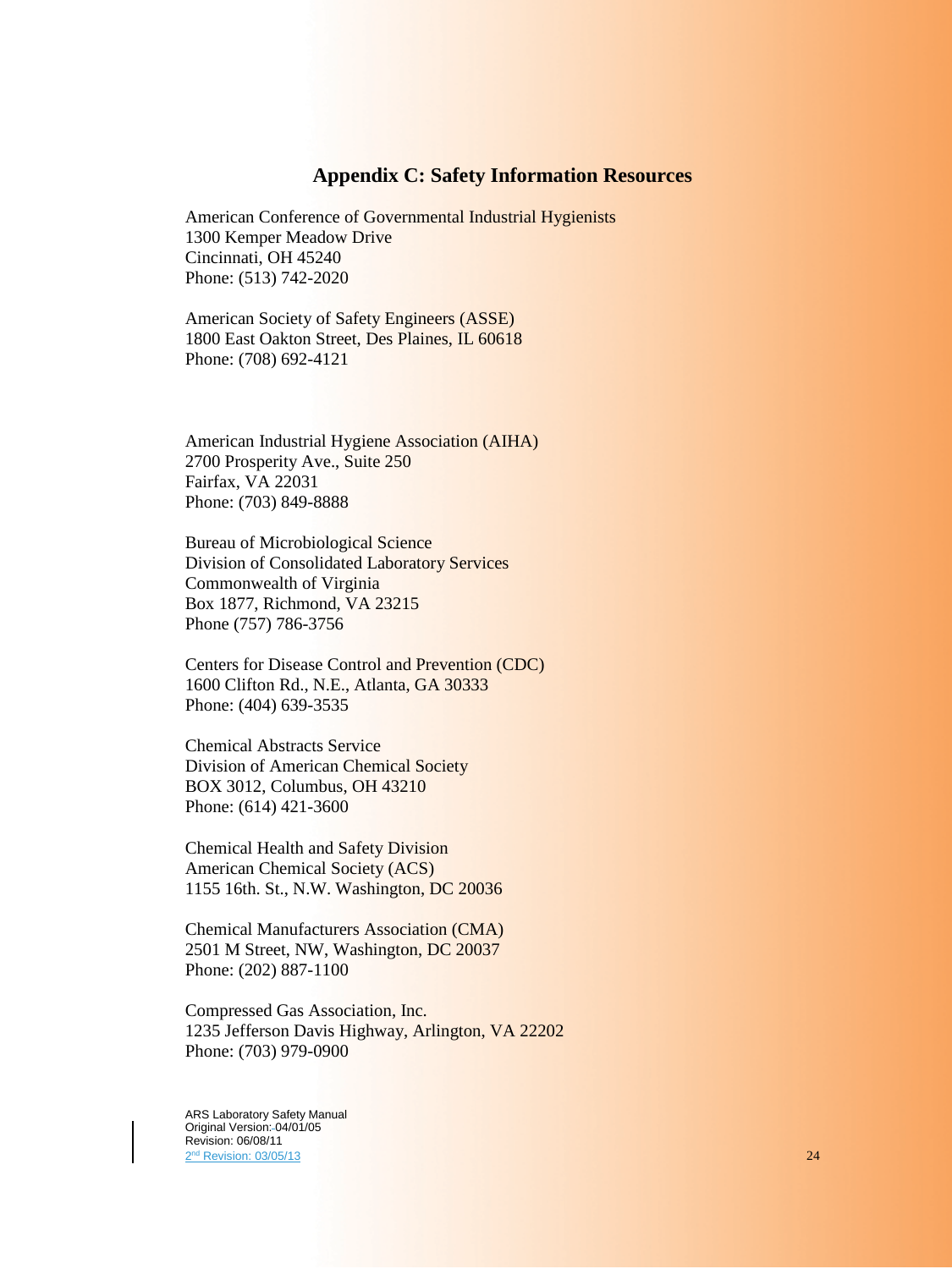## Appendix C: Safety Information Resources

American Conference of Governmental Industrial Hygienists
1300 Kemper Meadow Drive
Cincinnati, OH 45240
Phone: (513) 742-2020

American Society of Safety Engineers (ASSE)
1800 East Oakton Street, Des Plaines, IL 60618
Phone: (708) 692-4121

American Industrial Hygiene Association (AIHA)
2700 Prosperity Ave., Suite 250
Fairfax, VA 22031
Phone: (703) 849-8888

Bureau of Microbiological Science
Division of Consolidated Laboratory Services
Commonwealth of Virginia
Box 1877, Richmond, VA 23215
Phone (757) 786-3756

Centers for Disease Control and Prevention (CDC)
1600 Clifton Rd., N.E., Atlanta, GA 30333
Phone: (404) 639-3535

Chemical Abstracts Service
Division of American Chemical Society
BOX 3012, Columbus, OH 43210
Phone: (614) 421-3600

Chemical Health and Safety Division
American Chemical Society (ACS)
1155 16th. St., N.W. Washington, DC 20036

Chemical Manufacturers Association (CMA)
2501 M Street, NW, Washington, DC 20037
Phone: (202) 887-1100

Compressed Gas Association, Inc.
1235 Jefferson Davis Highway, Arlington, VA 22202
Phone: (703) 979-0900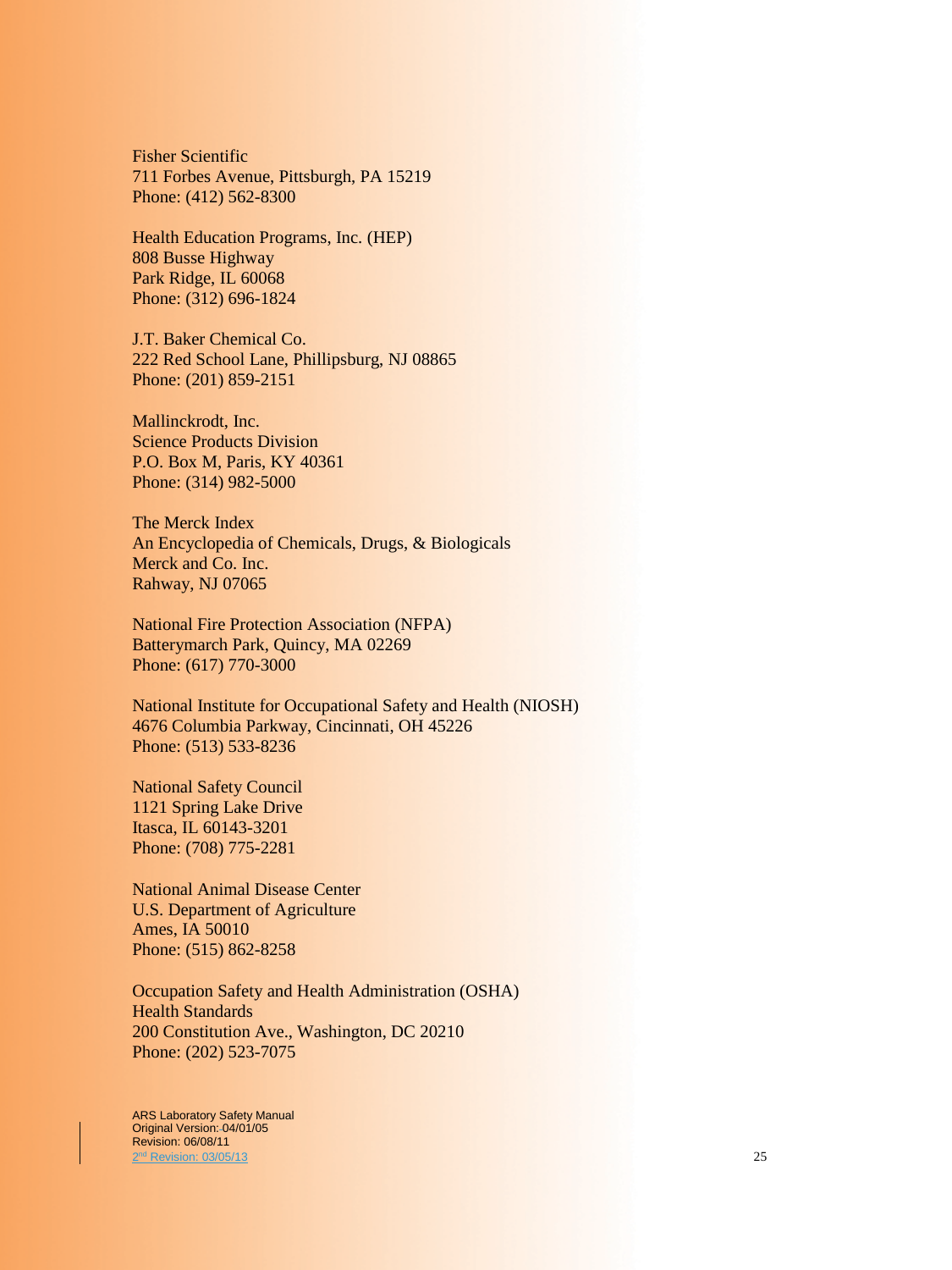Fisher Scientific
711 Forbes Avenue, Pittsburgh, PA 15219
Phone: (412) 562-8300

Health Education Programs, Inc. (HEP)
808 Busse Highway
Park Ridge, IL 60068
Phone: (312) 696-1824

J.T. Baker Chemical Co.
222 Red School Lane, Phillipsburg, NJ 08865
Phone: (201) 859-2151

Mallinckrodt, Inc.
Science Products Division
P.O. Box M, Paris, KY 40361
Phone: (314) 982-5000

The Merck Index
An Encyclopedia of Chemicals, Drugs, & Biologicals
Merck and Co. Inc.
Rahway, NJ 07065

National Fire Protection Association (NFPA)
Batterymarch Park, Quincy, MA 02269
Phone: (617) 770-3000

National Institute for Occupational Safety and Health (NIOSH)
4676 Columbia Parkway, Cincinnati, OH 45226
Phone: (513) 533-8236

National Safety Council
1121 Spring Lake Drive
Itasca, IL 60143-3201
Phone: (708) 775-2281

National Animal Disease Center
U.S. Department of Agriculture
Ames, IA 50010
Phone: (515) 862-8258

Occupation Safety and Health Administration (OSHA)
Health Standards
200 Constitution Ave., Washington, DC 20210
Phone: (202) 523-7075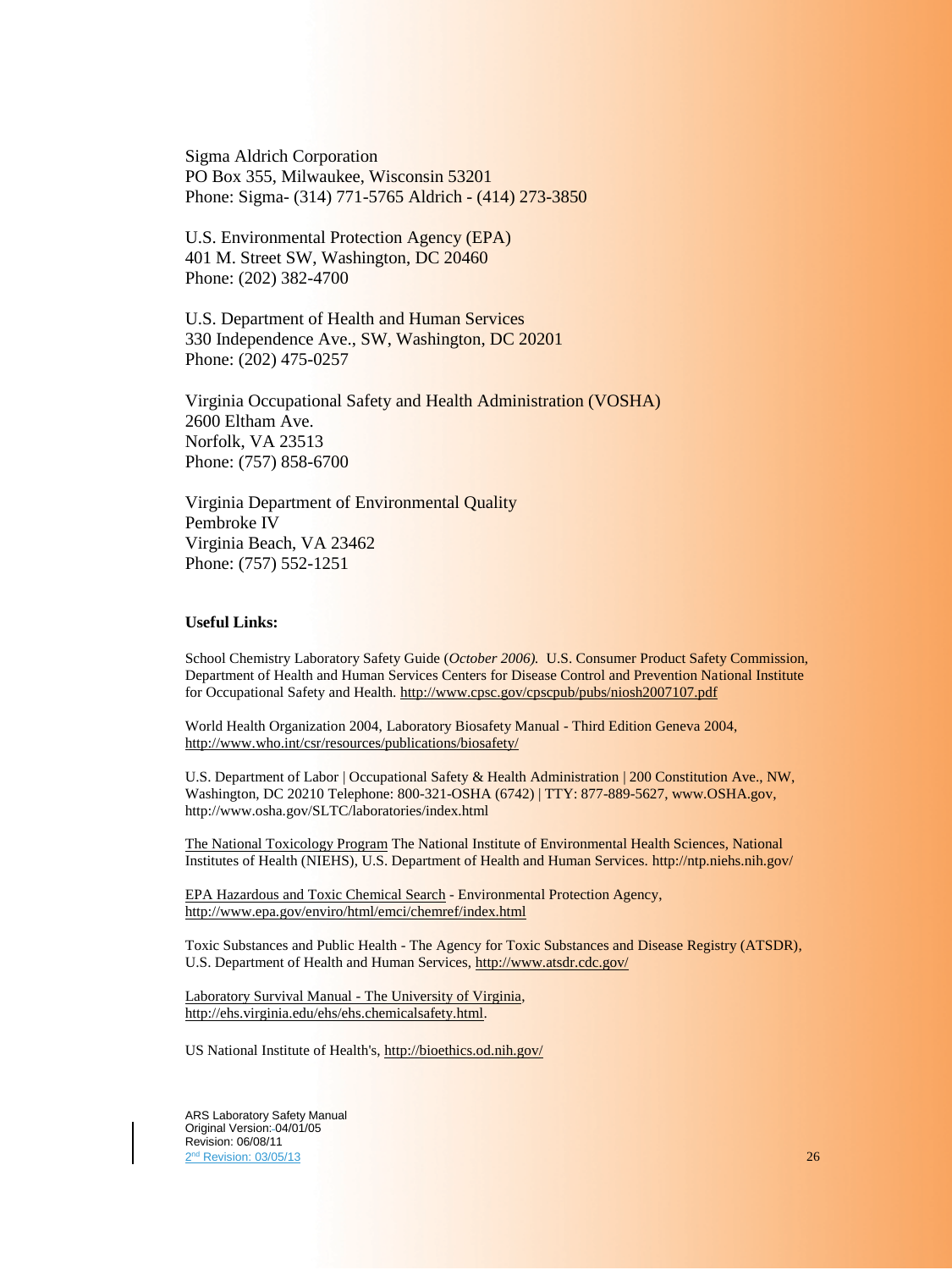Sigma Aldrich Corporation
PO Box 355, Milwaukee, Wisconsin 53201
Phone: Sigma- (314) 771-5765 Aldrich - (414) 273-3850

U.S. Environmental Protection Agency (EPA)
401 M. Street SW, Washington, DC 20460
Phone: (202) 382-4700

U.S. Department of Health and Human Services
330 Independence Ave., SW, Washington, DC 20201
Phone: (202) 475-0257

Virginia Occupational Safety and Health Administration (VOSHA)
2600 Eltham Ave.
Norfolk, VA 23513
Phone: (757) 858-6700

Virginia Department of Environmental Quality
Pembroke IV
Virginia Beach, VA 23462
Phone: (757) 552-1251

**Useful Links:**

School Chemistry Laboratory Safety Guide (*October 2006).* U.S. Consumer Product Safety Commission, Department of Health and Human Services Centers for Disease Control and Prevention National Institute for Occupational Safety and Health. http://www.cpsc.gov/cpscpub/pubs/niosh2007107.pdf

World Health Organization 2004, Laboratory Biosafety Manual - Third Edition Geneva 2004, http://www.who.int/csr/resources/publications/biosafety/

U.S. Department of Labor | Occupational Safety & Health Administration | 200 Constitution Ave., NW, Washington, DC 20210 Telephone: 800-321-OSHA (6742) | TTY: 877-889-5627, www.OSHA.gov, http://www.osha.gov/SLTC/laboratories/index.html

The National Toxicology Program The National Institute of Environmental Health Sciences, National Institutes of Health (NIEHS), U.S. Department of Health and Human Services. http://ntp.niehs.nih.gov/

EPA Hazardous and Toxic Chemical Search - Environmental Protection Agency, http://www.epa.gov/enviro/html/emci/chemref/index.html

Toxic Substances and Public Health - The Agency for Toxic Substances and Disease Registry (ATSDR), U.S. Department of Health and Human Services, http://www.atsdr.cdc.gov/

Laboratory Survival Manual - The University of Virginia, http://ehs.virginia.edu/ehs/ehs.chemicalsafety.html.

US National Institute of Health's, http://bioethics.od.nih.gov/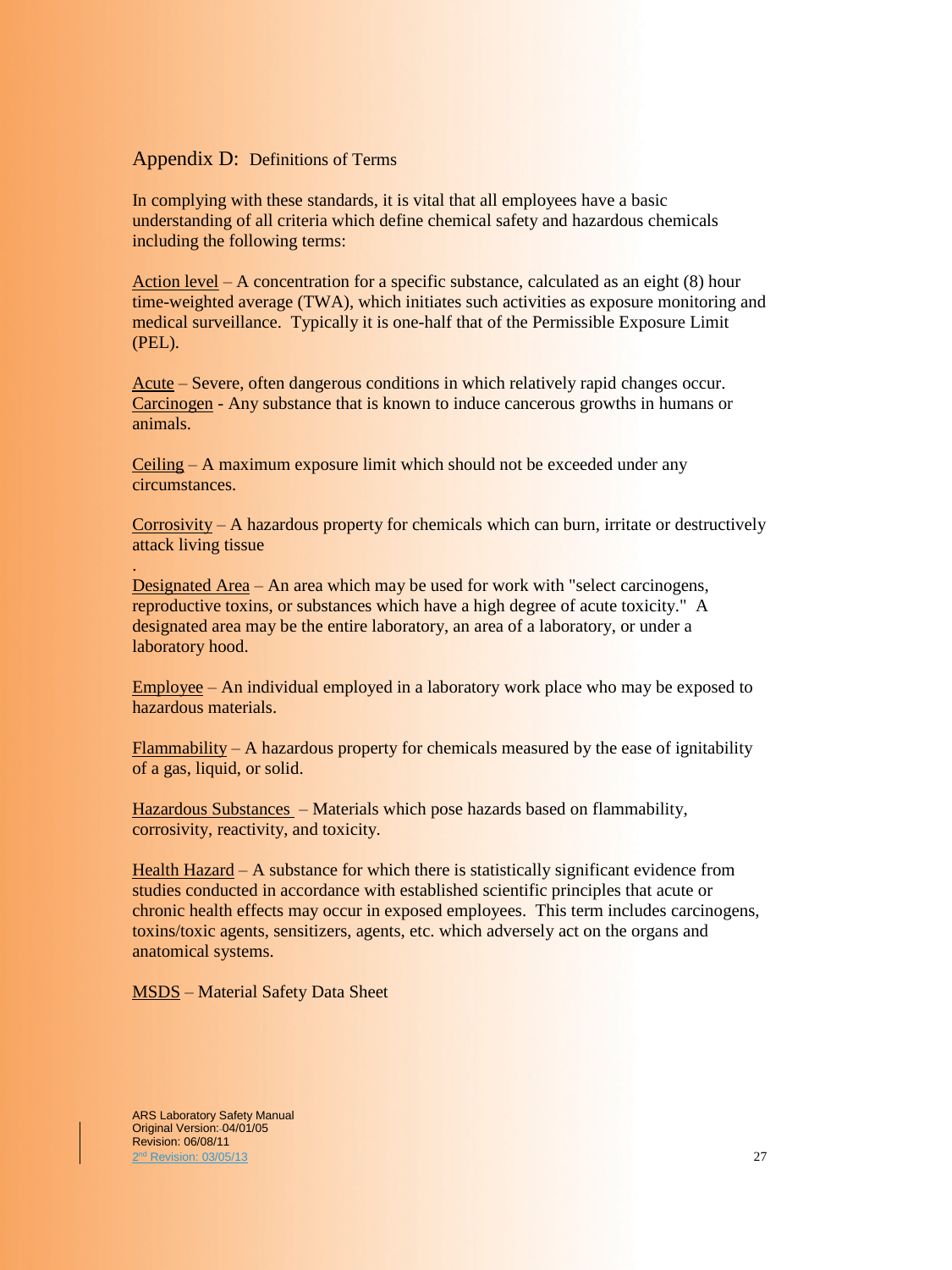## Appendix D: Definitions of Terms

In complying with these standards, it is vital that all employees have a basic understanding of all criteria which define chemical safety and hazardous chemicals including the following terms:

Action level – A concentration for a specific substance, calculated as an eight (8) hour time-weighted average (TWA), which initiates such activities as exposure monitoring and medical surveillance. Typically it is one-half that of the Permissible Exposure Limit (PEL).

Acute – Severe, often dangerous conditions in which relatively rapid changes occur.
Carcinogen - Any substance that is known to induce cancerous growths in humans or animals.

Ceiling – A maximum exposure limit which should not be exceeded under any circumstances.

Corrosivity – A hazardous property for chemicals which can burn, irritate or destructively attack living tissue

.
Designated Area – An area which may be used for work with "select carcinogens, reproductive toxins, or substances which have a high degree of acute toxicity." A designated area may be the entire laboratory, an area of a laboratory, or under a laboratory hood.

Employee – An individual employed in a laboratory work place who may be exposed to hazardous materials.

Flammability – A hazardous property for chemicals measured by the ease of ignitability of a gas, liquid, or solid.

Hazardous Substances – Materials which pose hazards based on flammability, corrosivity, reactivity, and toxicity.

Health Hazard – A substance for which there is statistically significant evidence from studies conducted in accordance with established scientific principles that acute or chronic health effects may occur in exposed employees. This term includes carcinogens, toxins/toxic agents, sensitizers, agents, etc. which adversely act on the organs and anatomical systems.

MSDS – Material Safety Data Sheet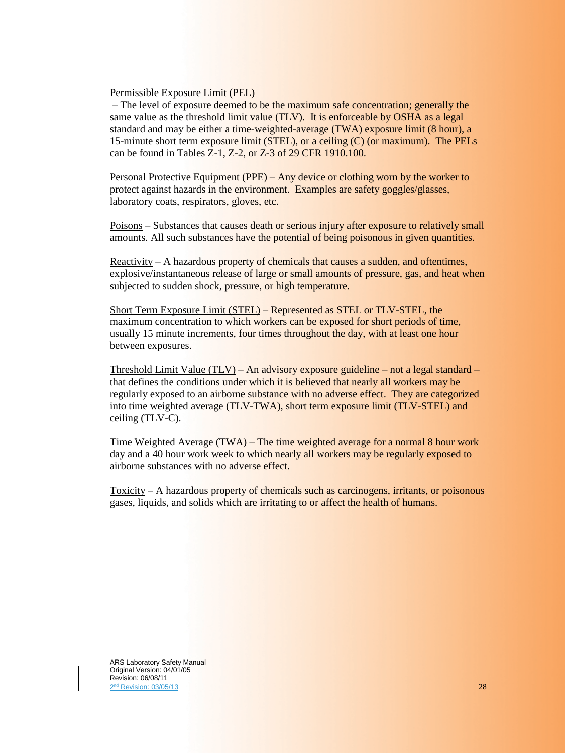Permissible Exposure Limit (PEL)
 – The level of exposure deemed to be the maximum safe concentration; generally the same value as the threshold limit value (TLV). It is enforceable by OSHA as a legal standard and may be either a time-weighted-average (TWA) exposure limit (8 hour), a 15-minute short term exposure limit (STEL), or a ceiling (C) (or maximum). The PELs can be found in Tables Z-1, Z-2, or Z-3 of 29 CFR 1910.100.

Personal Protective Equipment (PPE) – Any device or clothing worn by the worker to protect against hazards in the environment. Examples are safety goggles/glasses, laboratory coats, respirators, gloves, etc.

Poisons – Substances that causes death or serious injury after exposure to relatively small amounts. All such substances have the potential of being poisonous in given quantities.

Reactivity – A hazardous property of chemicals that causes a sudden, and oftentimes, explosive/instantaneous release of large or small amounts of pressure, gas, and heat when subjected to sudden shock, pressure, or high temperature.

Short Term Exposure Limit (STEL) – Represented as STEL or TLV-STEL, the maximum concentration to which workers can be exposed for short periods of time, usually 15 minute increments, four times throughout the day, with at least one hour between exposures.

Threshold Limit Value (TLV) – An advisory exposure guideline – not a legal standard – that defines the conditions under which it is believed that nearly all workers may be regularly exposed to an airborne substance with no adverse effect. They are categorized into time weighted average (TLV-TWA), short term exposure limit (TLV-STEL) and ceiling (TLV-C).

Time Weighted Average (TWA) – The time weighted average for a normal 8 hour work day and a 40 hour work week to which nearly all workers may be regularly exposed to airborne substances with no adverse effect.

Toxicity – A hazardous property of chemicals such as carcinogens, irritants, or poisonous gases, liquids, and solids which are irritating to or affect the health of humans.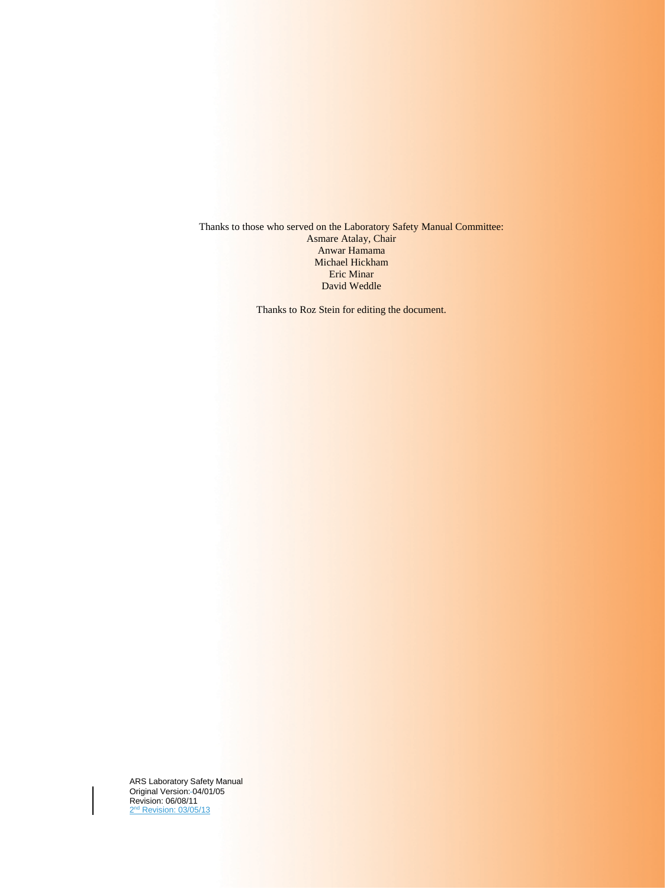Thanks to those who served on the Laboratory Safety Manual Committee:
Asmare Atalay, Chair
Anwar Hamama
Michael Hickham
Eric Minar
David Weddle

Thanks to Roz Stein for editing the document.

ARS Laboratory Safety Manual
Original Version: 04/01/05
Revision: 06/08/11
2nd Revision: 03/05/13